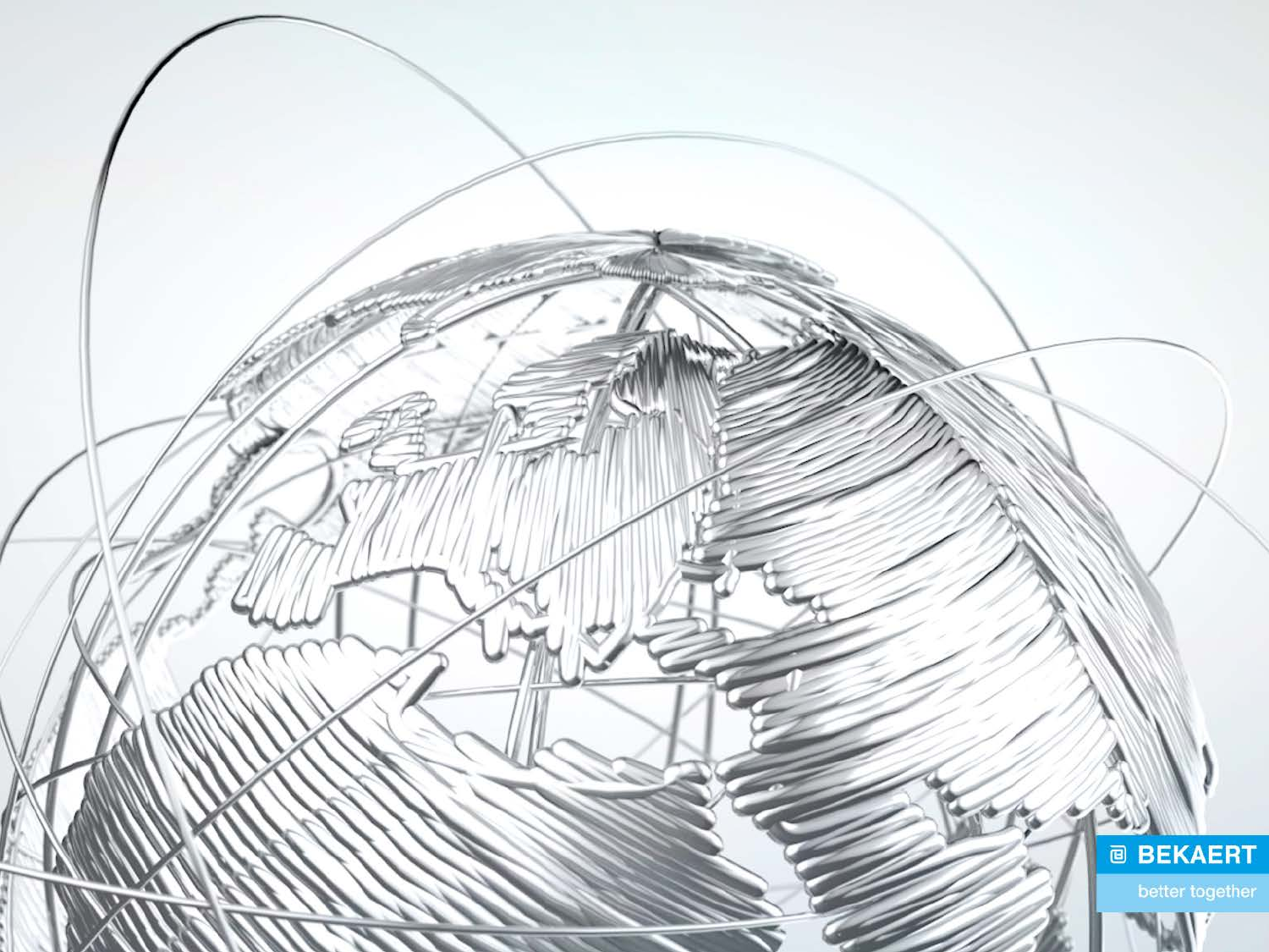BEKAERT

better together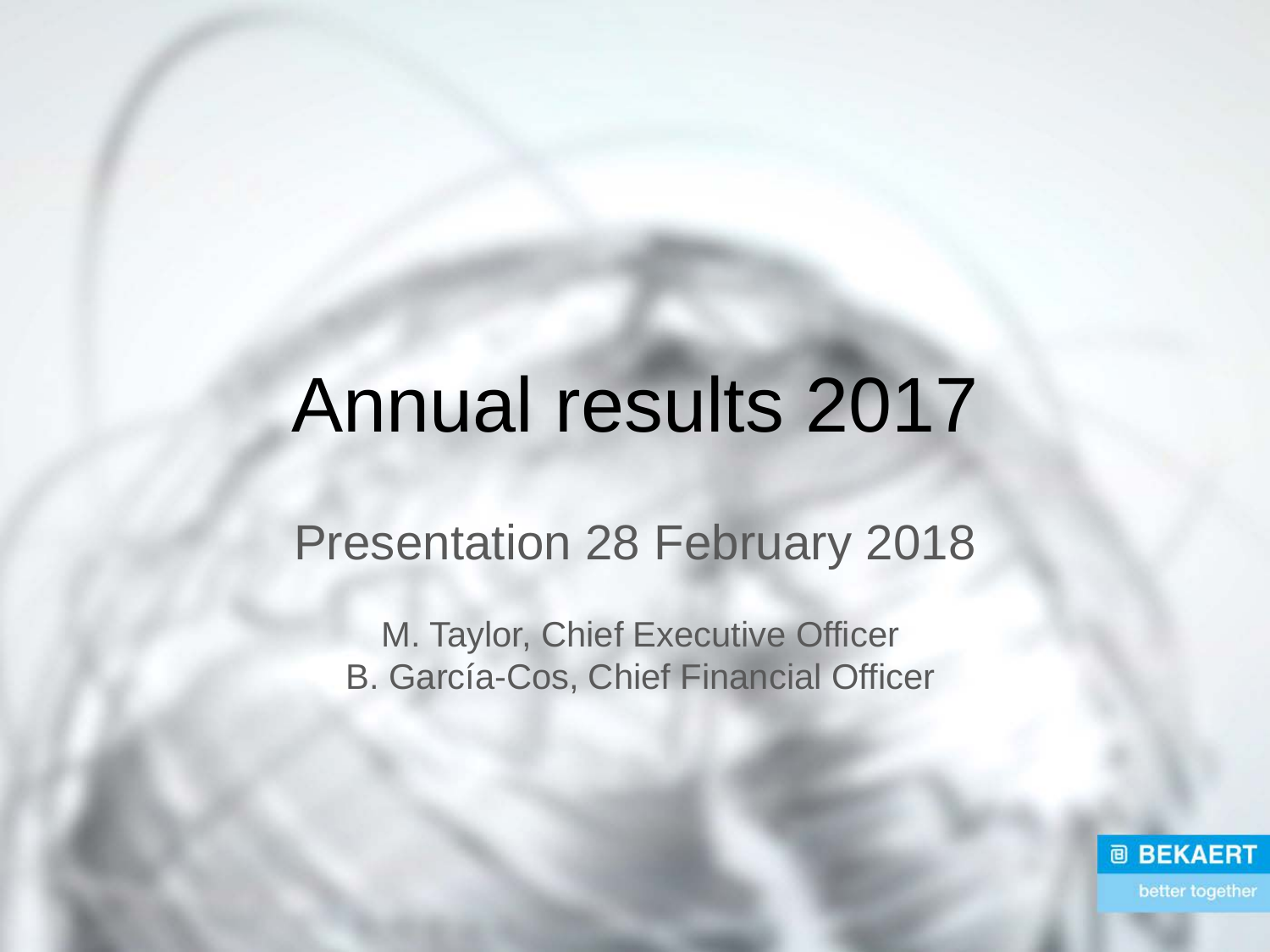# Annual results 2017

## Presentation 28 February 2018

M. Taylor, Chief Executive Officer
B. García-Cos, Chief Financial Officer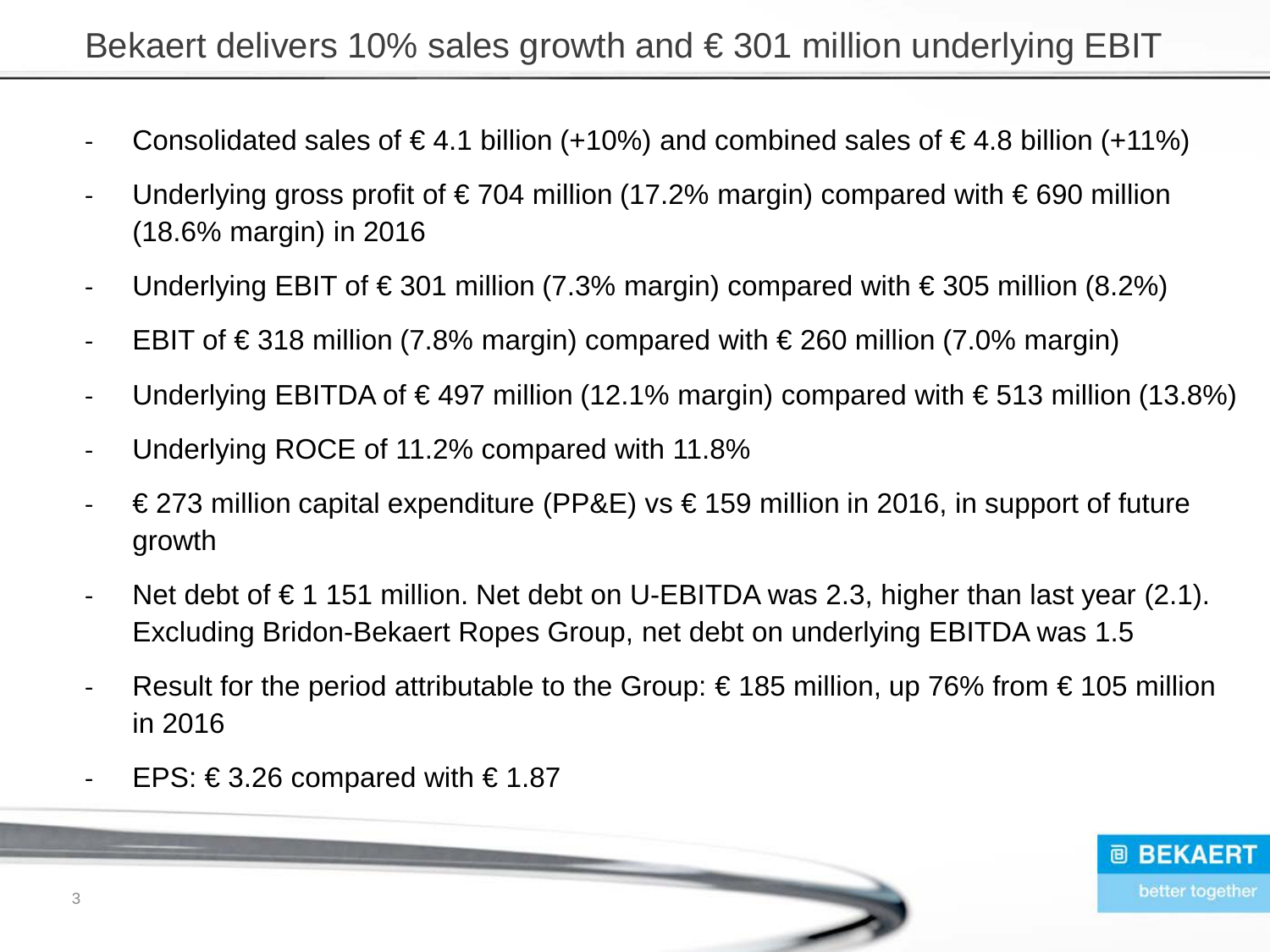# Bekaert delivers 10% sales growth and € 301 million underlying EBIT

- Consolidated sales of € 4.1 billion (+10%) and combined sales of € 4.8 billion (+11%)
- Underlying gross profit of € 704 million (17.2% margin) compared with € 690 million (18.6% margin) in 2016
- Underlying EBIT of € 301 million (7.3% margin) compared with € 305 million (8.2%)
- EBIT of € 318 million (7.8% margin) compared with € 260 million (7.0% margin)
- Underlying EBITDA of € 497 million (12.1% margin) compared with € 513 million (13.8%)
- Underlying ROCE of 11.2% compared with 11.8%
- € 273 million capital expenditure (PP&E) vs € 159 million in 2016, in support of future growth
- Net debt of € 1 151 million. Net debt on U-EBITDA was 2.3, higher than last year (2.1). Excluding Bridon-Bekaert Ropes Group, net debt on underlying EBITDA was 1.5
- Result for the period attributable to the Group: € 185 million, up 76% from € 105 million in 2016
- EPS: € 3.26 compared with € 1.87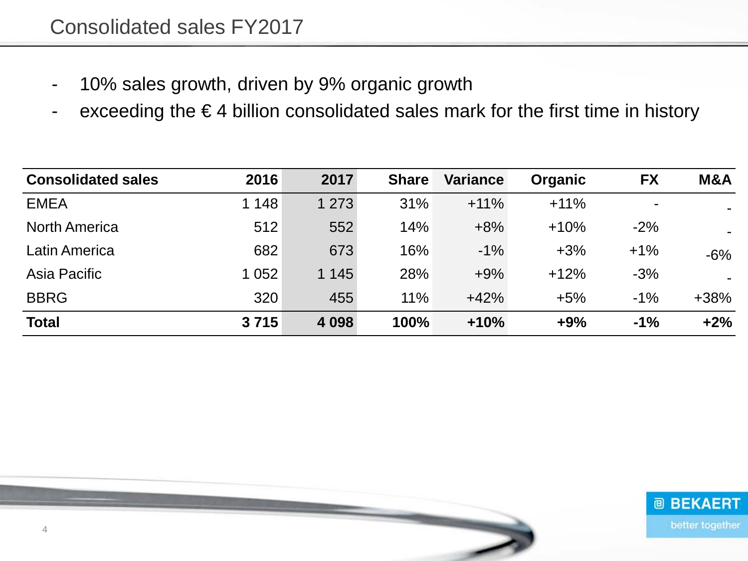# Consolidated sales FY2017

- 10% sales growth, driven by 9% organic growth
- exceeding the € 4 billion consolidated sales mark for the first time in history

| Consolidated sales | 2016 | 2017 | Share | Variance | Organic | FX | M&A |
|---|---|---|---|---|---|---|---|
| EMEA | 1 148 | 1 273 | 31% | +11% | +11% | - | - |
| North America | 512 | 552 | 14% | +8% | +10% | -2% | - |
| Latin America | 682 | 673 | 16% | -1% | +3% | +1% | -6% |
| Asia Pacific | 1 052 | 1 145 | 28% | +9% | +12% | -3% | - |
| BBRG | 320 | 455 | 11% | +42% | +5% | -1% | +38% |
| **Total** | **3 715** | **4 098** | **100%** | **+10%** | **+9%** | **-1%** | **+2%** |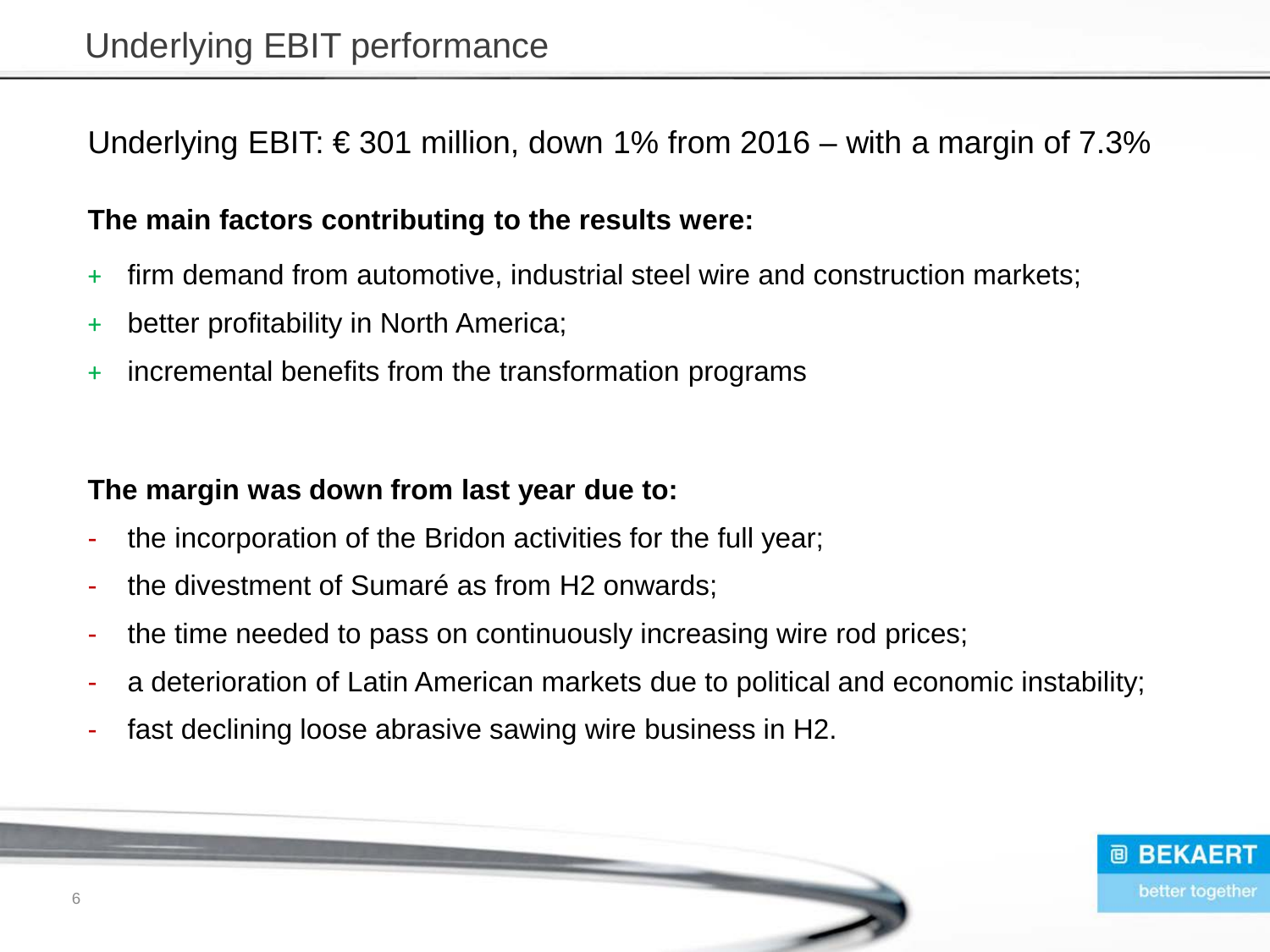# Underlying EBIT performance

Underlying EBIT: € 301 million, down 1% from 2016 – with a margin of 7.3%

**The main factors contributing to the results were:**

+ firm demand from automotive, industrial steel wire and construction markets;
+ better profitability in North America;
+ incremental benefits from the transformation programs

**The margin was down from last year due to:**

- the incorporation of the Bridon activities for the full year;
- the divestment of Sumaré as from H2 onwards;
- the time needed to pass on continuously increasing wire rod prices;
- a deterioration of Latin American markets due to political and economic instability;
- fast declining loose abrasive sawing wire business in H2.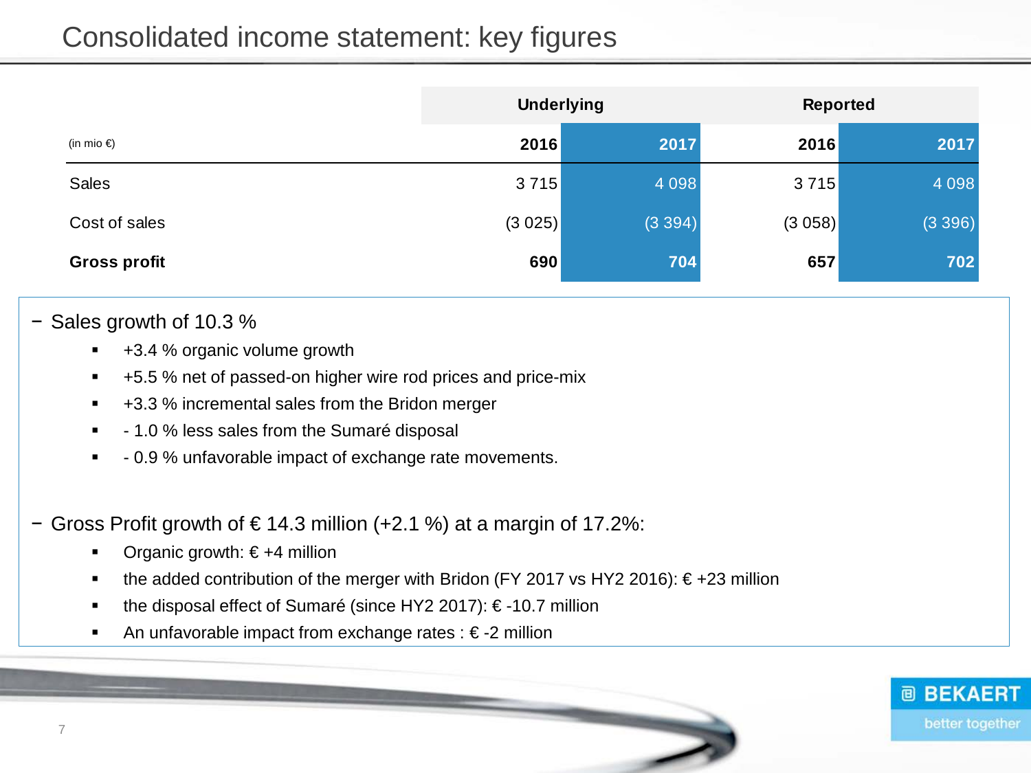# Consolidated income statement: key figures

| (in mio €) | Underlying | | Reported | |
|---|---|---|---|---|
| | 2016 | 2017 | 2016 | 2017 |
| Sales | 3 715 | 4 098 | 3 715 | 4 098 |
| Cost of sales | (3 025) | (3 394) | (3 058) | (3 396) |
| **Gross profit** | **690** | **704** | **657** | **702** |

- Sales growth of 10.3 %
  - +3.4 % organic volume growth
  - +5.5 % net of passed-on higher wire rod prices and price-mix
  - +3.3 % incremental sales from the Bridon merger
  - - 1.0 % less sales from the Sumaré disposal
  - - 0.9 % unfavorable impact of exchange rate movements.

- Gross Profit growth of € 14.3 million (+2.1 %) at a margin of 17.2%:
  - Organic growth: € +4 million
  - the added contribution of the merger with Bridon (FY 2017 vs HY2 2016): € +23 million
  - the disposal effect of Sumaré (since HY2 2017): € -10.7 million
  - An unfavorable impact from exchange rates : € -2 million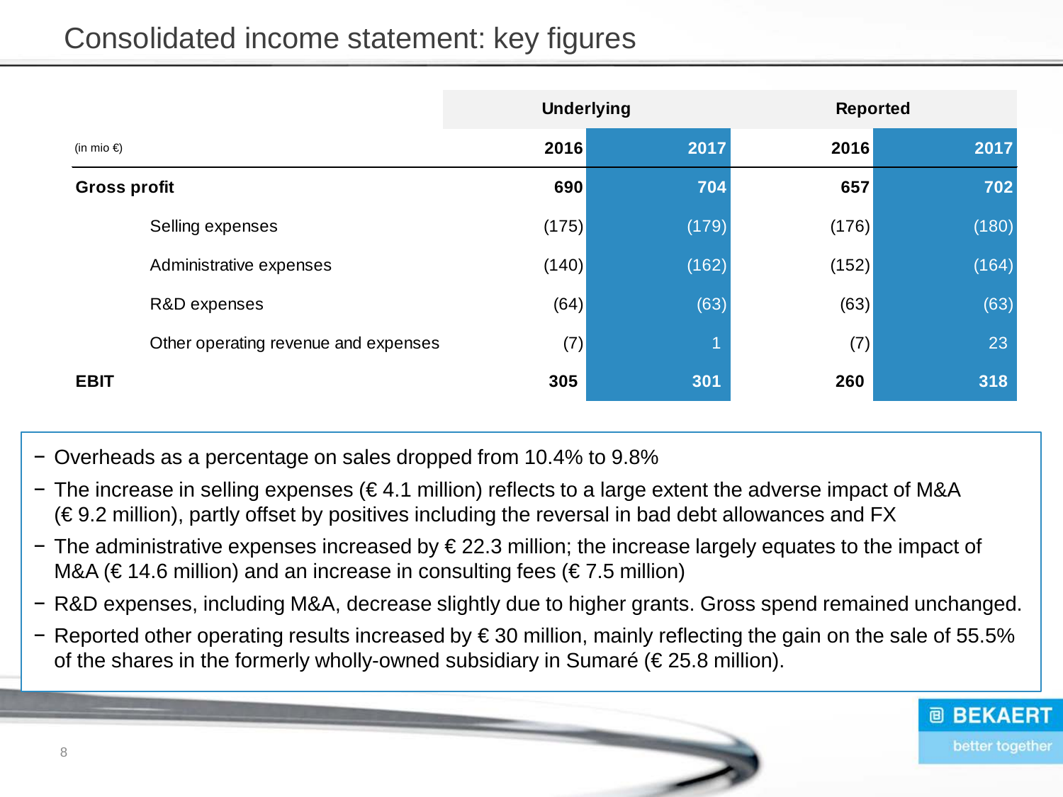# Consolidated income statement: key figures

| (in mio €) | Underlying | | Reported | |
|---|---|---|---|---|
| | **2016** | **2017** | **2016** | **2017** |
| **Gross profit** | **690** | **704** | **657** | **702** |
| Selling expenses | (175) | (179) | (176) | (180) |
| Administrative expenses | (140) | (162) | (152) | (164) |
| R&D expenses | (64) | (63) | (63) | (63) |
| Other operating revenue and expenses | (7) | 1 | (7) | 23 |
| **EBIT** | **305** | **301** | **260** | **318** |

- Overheads as a percentage on sales dropped from 10.4% to 9.8%
- The increase in selling expenses (€ 4.1 million) reflects to a large extent the adverse impact of M&A (€ 9.2 million), partly offset by positives including the reversal in bad debt allowances and FX
- The administrative expenses increased by € 22.3 million; the increase largely equates to the impact of M&A (€ 14.6 million) and an increase in consulting fees (€ 7.5 million)
- R&D expenses, including M&A, decrease slightly due to higher grants. Gross spend remained unchanged.
- Reported other operating results increased by € 30 million, mainly reflecting the gain on the sale of 55.5% of the shares in the formerly wholly-owned subsidiary in Sumaré (€ 25.8 million).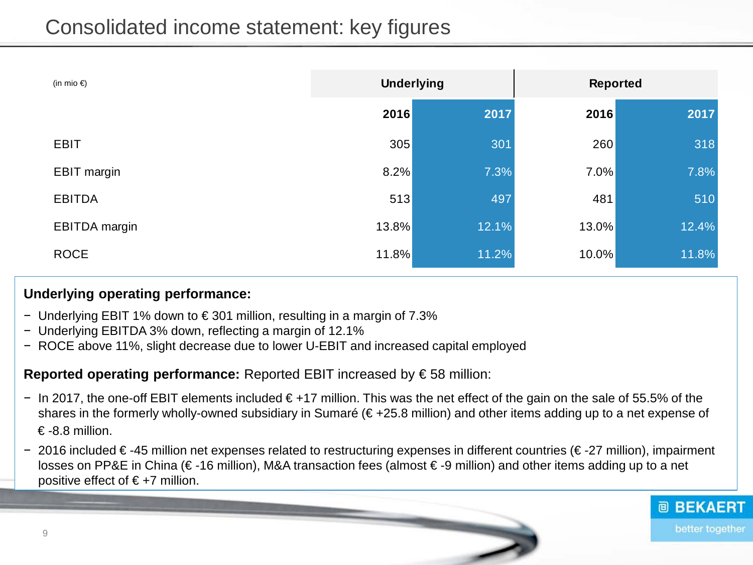# Consolidated income statement: key figures

| (in mio €) | Underlying | | Reported | |
|---|---|---|---|---|
| | **2016** | **2017** | **2016** | **2017** |
| EBIT | 305 | 301 | 260 | 318 |
| EBIT margin | 8.2% | 7.3% | 7.0% | 7.8% |
| EBITDA | 513 | 497 | 481 | 510 |
| EBITDA margin | 13.8% | 12.1% | 13.0% | 12.4% |
| ROCE | 11.8% | 11.2% | 10.0% | 11.8% |

**Underlying operating performance:**

- Underlying EBIT 1% down to € 301 million, resulting in a margin of 7.3%
- Underlying EBITDA 3% down, reflecting a margin of 12.1%
- ROCE above 11%, slight decrease due to lower U-EBIT and increased capital employed

**Reported operating performance:** Reported EBIT increased by € 58 million:

- In 2017, the one-off EBIT elements included € +17 million. This was the net effect of the gain on the sale of 55.5% of the shares in the formerly wholly-owned subsidiary in Sumaré (€ +25.8 million) and other items adding up to a net expense of € -8.8 million.
- 2016 included € -45 million net expenses related to restructuring expenses in different countries (€ -27 million), impairment losses on PP&E in China (€ -16 million), M&A transaction fees (almost € -9 million) and other items adding up to a net positive effect of € +7 million.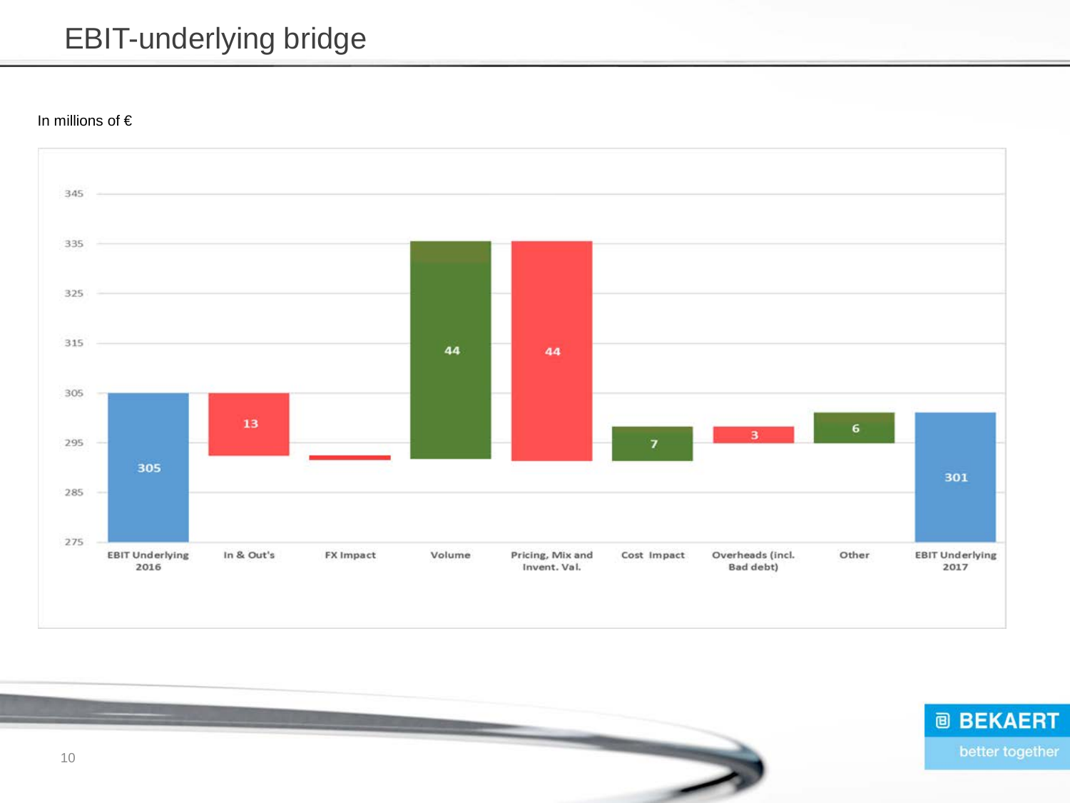# EBIT-underlying bridge

In millions of €

| | Value |
|---|---|
| EBIT Underlying 2016 | 305 |
| In & Out's | 13 |
| FX Impact | |
| Volume | 44 |
| Pricing, Mix and Invent. Val. | 44 |
| Cost Impact | 7 |
| Overheads (incl. Bad debt) | 3 |
| Other | 6 |
| EBIT Underlying 2017 | 301 |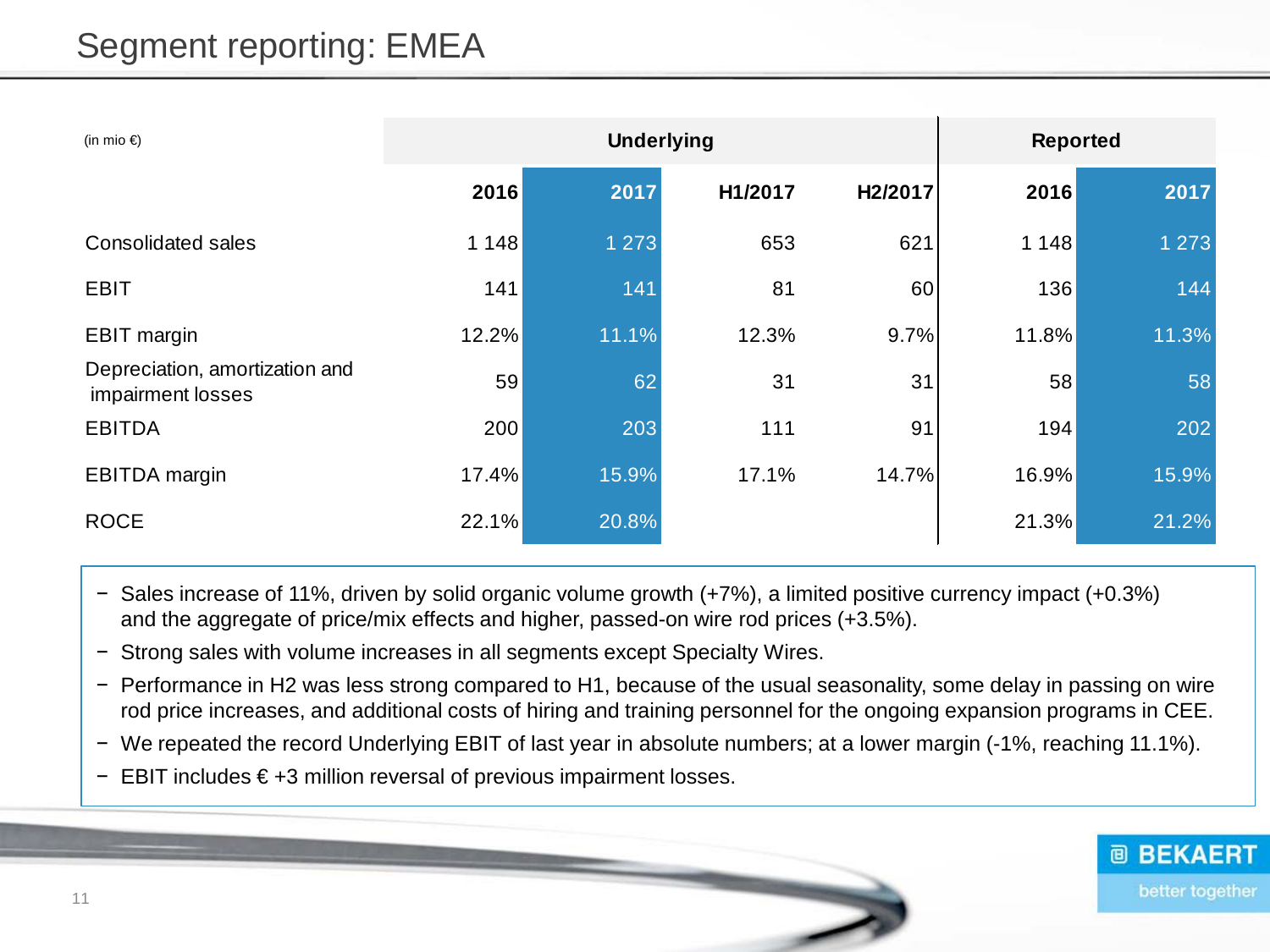# Segment reporting: EMEA

| (in mio €) | Underlying | | | | Reported | |
|---|---|---|---|---|---|---|
| | 2016 | 2017 | H1/2017 | H2/2017 | 2016 | 2017 |
| Consolidated sales | 1 148 | 1 273 | 653 | 621 | 1 148 | 1 273 |
| EBIT | 141 | 141 | 81 | 60 | 136 | 144 |
| EBIT margin | 12.2% | 11.1% | 12.3% | 9.7% | 11.8% | 11.3% |
| Depreciation, amortization and impairment losses | 59 | 62 | 31 | 31 | 58 | 58 |
| EBITDA | 200 | 203 | 111 | 91 | 194 | 202 |
| EBITDA margin | 17.4% | 15.9% | 17.1% | 14.7% | 16.9% | 15.9% |
| ROCE | 22.1% | 20.8% | | | 21.3% | 21.2% |

- Sales increase of 11%, driven by solid organic volume growth (+7%), a limited positive currency impact (+0.3%) and the aggregate of price/mix effects and higher, passed-on wire rod prices (+3.5%).
- Strong sales with volume increases in all segments except Specialty Wires.
- Performance in H2 was less strong compared to H1, because of the usual seasonality, some delay in passing on wire rod price increases, and additional costs of hiring and training personnel for the ongoing expansion programs in CEE.
- We repeated the record Underlying EBIT of last year in absolute numbers; at a lower margin (-1%, reaching 11.1%).
- EBIT includes € +3 million reversal of previous impairment losses.

BEKAERT better together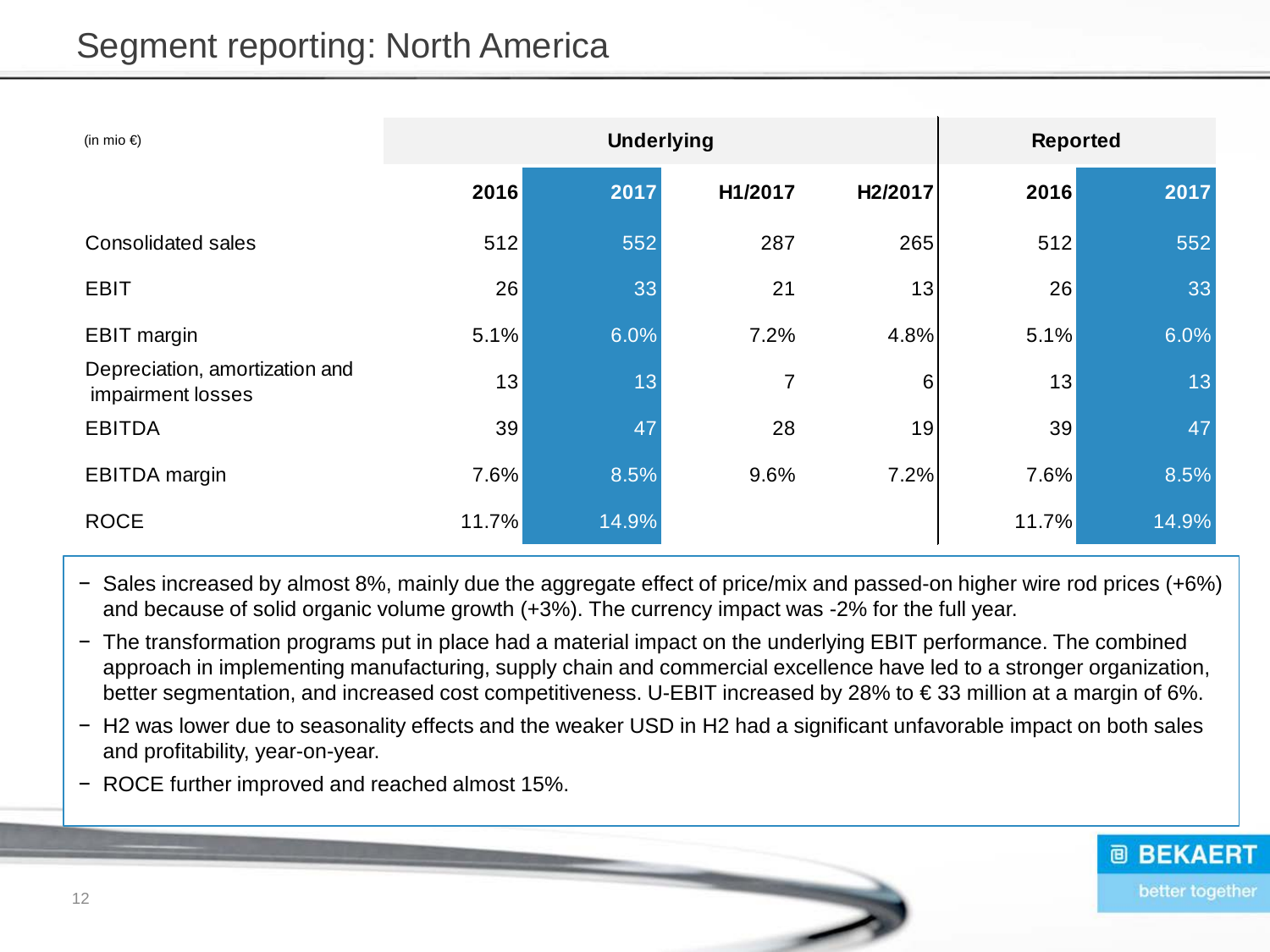# Segment reporting: North America

| (in mio €) | Underlying | | | | Reported | |
|---|---|---|---|---|---|---|
| | **2016** | **2017** | **H1/2017** | **H2/2017** | **2016** | **2017** |
| Consolidated sales | 512 | 552 | 287 | 265 | 512 | 552 |
| EBIT | 26 | 33 | 21 | 13 | 26 | 33 |
| EBIT margin | 5.1% | 6.0% | 7.2% | 4.8% | 5.1% | 6.0% |
| Depreciation, amortization and impairment losses | 13 | 13 | 7 | 6 | 13 | 13 |
| EBITDA | 39 | 47 | 28 | 19 | 39 | 47 |
| EBITDA margin | 7.6% | 8.5% | 9.6% | 7.2% | 7.6% | 8.5% |
| ROCE | 11.7% | 14.9% | | | 11.7% | 14.9% |

- Sales increased by almost 8%, mainly due the aggregate effect of price/mix and passed-on higher wire rod prices (+6%) and because of solid organic volume growth (+3%). The currency impact was -2% for the full year.
- The transformation programs put in place had a material impact on the underlying EBIT performance. The combined approach in implementing manufacturing, supply chain and commercial excellence have led to a stronger organization, better segmentation, and increased cost competitiveness. U-EBIT increased by 28% to € 33 million at a margin of 6%.
- H2 was lower due to seasonality effects and the weaker USD in H2 had a significant unfavorable impact on both sales and profitability, year-on-year.
- ROCE further improved and reached almost 15%.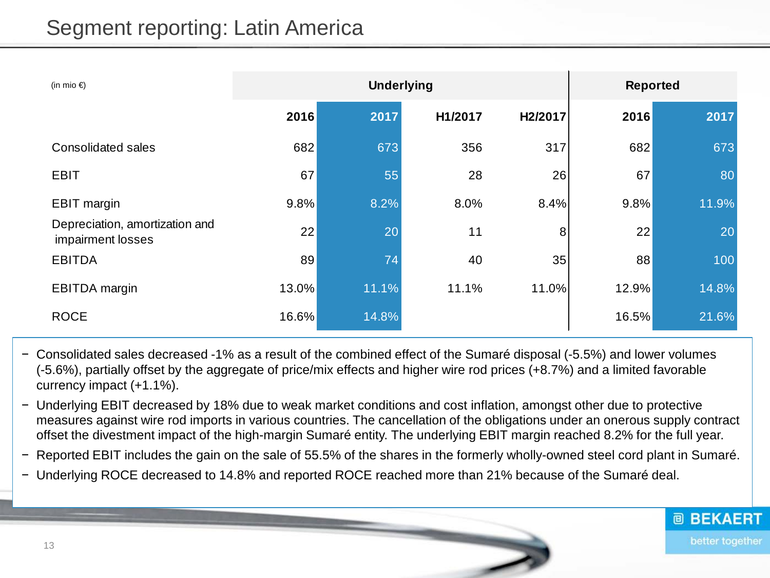# Segment reporting: Latin America

| (in mio €) | Underlying | | | | Reported | |
|---|---|---|---|---|---|---|
| | **2016** | **2017** | **H1/2017** | **H2/2017** | **2016** | **2017** |
| Consolidated sales | 682 | 673 | 356 | 317 | 682 | 673 |
| EBIT | 67 | 55 | 28 | 26 | 67 | 80 |
| EBIT margin | 9.8% | 8.2% | 8.0% | 8.4% | 9.8% | 11.9% |
| Depreciation, amortization and impairment losses | 22 | 20 | 11 | 8 | 22 | 20 |
| EBITDA | 89 | 74 | 40 | 35 | 88 | 100 |
| EBITDA margin | 13.0% | 11.1% | 11.1% | 11.0% | 12.9% | 14.8% |
| ROCE | 16.6% | 14.8% | | | 16.5% | 21.6% |

- Consolidated sales decreased -1% as a result of the combined effect of the Sumaré disposal (-5.5%) and lower volumes (-5.6%), partially offset by the aggregate of price/mix effects and higher wire rod prices (+8.7%) and a limited favorable currency impact (+1.1%).
- Underlying EBIT decreased by 18% due to weak market conditions and cost inflation, amongst other due to protective measures against wire rod imports in various countries. The cancellation of the obligations under an onerous supply contract offset the divestment impact of the high-margin Sumaré entity. The underlying EBIT margin reached 8.2% for the full year.
- Reported EBIT includes the gain on the sale of 55.5% of the shares in the formerly wholly-owned steel cord plant in Sumaré.
- Underlying ROCE decreased to 14.8% and reported ROCE reached more than 21% because of the Sumaré deal.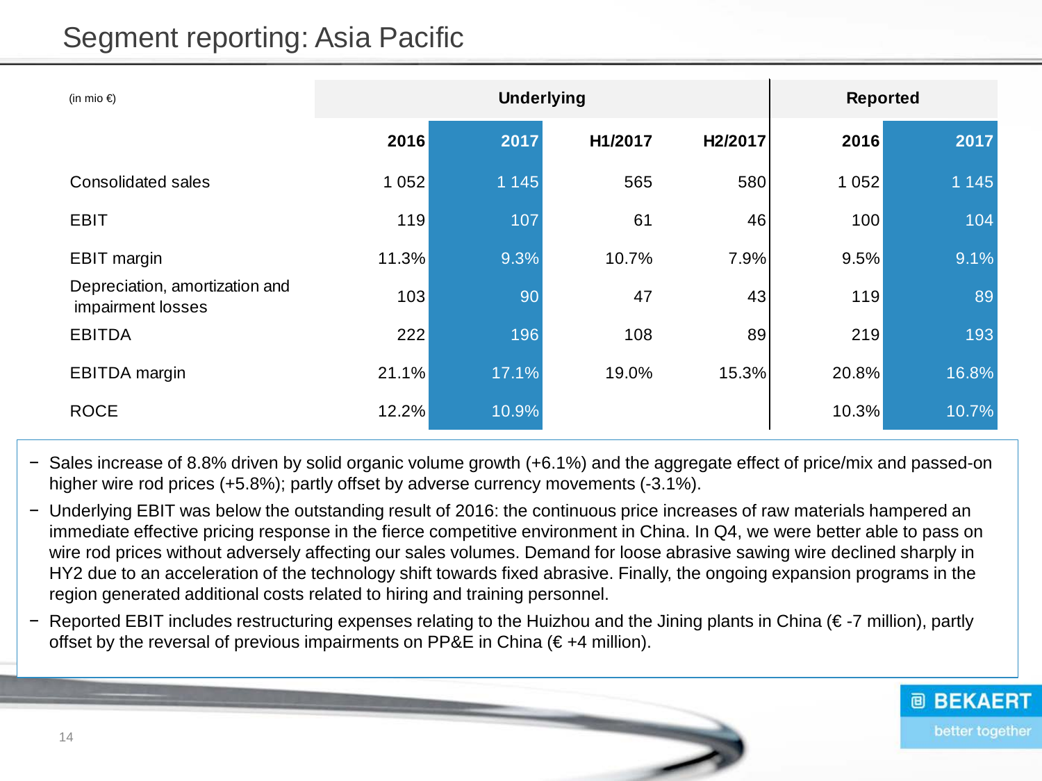# Segment reporting: Asia Pacific

| (in mio €) | Underlying | | | | Reported | |
|---|---|---|---|---|---|---|
| | 2016 | 2017 | H1/2017 | H2/2017 | 2016 | 2017 |
| Consolidated sales | 1 052 | 1 145 | 565 | 580 | 1 052 | 1 145 |
| EBIT | 119 | 107 | 61 | 46 | 100 | 104 |
| EBIT margin | 11.3% | 9.3% | 10.7% | 7.9% | 9.5% | 9.1% |
| Depreciation, amortization and impairment losses | 103 | 90 | 47 | 43 | 119 | 89 |
| EBITDA | 222 | 196 | 108 | 89 | 219 | 193 |
| EBITDA margin | 21.1% | 17.1% | 19.0% | 15.3% | 20.8% | 16.8% |
| ROCE | 12.2% | 10.9% | | | 10.3% | 10.7% |

- Sales increase of 8.8% driven by solid organic volume growth (+6.1%) and the aggregate effect of price/mix and passed-on higher wire rod prices (+5.8%); partly offset by adverse currency movements (-3.1%).
- Underlying EBIT was below the outstanding result of 2016: the continuous price increases of raw materials hampered an immediate effective pricing response in the fierce competitive environment in China. In Q4, we were better able to pass on wire rod prices without adversely affecting our sales volumes. Demand for loose abrasive sawing wire declined sharply in HY2 due to an acceleration of the technology shift towards fixed abrasive. Finally, the ongoing expansion programs in the region generated additional costs related to hiring and training personnel.
- Reported EBIT includes restructuring expenses relating to the Huizhou and the Jining plants in China (€ -7 million), partly offset by the reversal of previous impairments on PP&E in China (€ +4 million).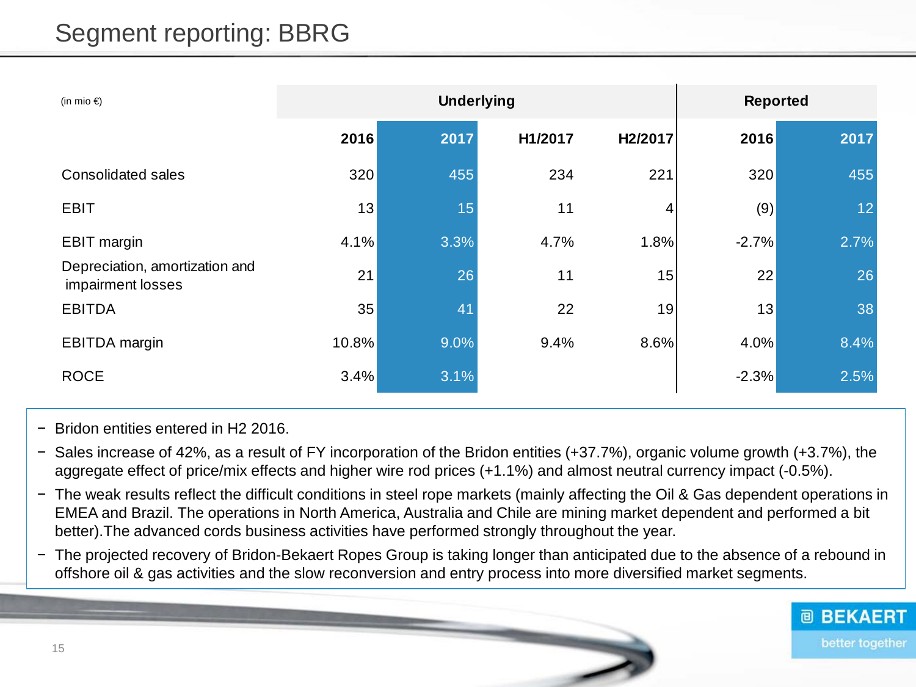# Segment reporting: BBRG

| (in mio €) | Underlying | | | | Reported | |
|---|---|---|---|---|---|---|
| | **2016** | **2017** | **H1/2017** | **H2/2017** | **2016** | **2017** |
| Consolidated sales | 320 | 455 | 234 | 221 | 320 | 455 |
| EBIT | 13 | 15 | 11 | 4 | (9) | 12 |
| EBIT margin | 4.1% | 3.3% | 4.7% | 1.8% | -2.7% | 2.7% |
| Depreciation, amortization and impairment losses | 21 | 26 | 11 | 15 | 22 | 26 |
| EBITDA | 35 | 41 | 22 | 19 | 13 | 38 |
| EBITDA margin | 10.8% | 9.0% | 9.4% | 8.6% | 4.0% | 8.4% |
| ROCE | 3.4% | 3.1% | | | -2.3% | 2.5% |

- Bridon entities entered in H2 2016.
- Sales increase of 42%, as a result of FY incorporation of the Bridon entities (+37.7%), organic volume growth (+3.7%), the aggregate effect of price/mix effects and higher wire rod prices (+1.1%) and almost neutral currency impact (-0.5%).
- The weak results reflect the difficult conditions in steel rope markets (mainly affecting the Oil & Gas dependent operations in EMEA and Brazil. The operations in North America, Australia and Chile are mining market dependent and performed a bit better).The advanced cords business activities have performed strongly throughout the year.
- The projected recovery of Bridon-Bekaert Ropes Group is taking longer than anticipated due to the absence of a rebound in offshore oil & gas activities and the slow reconversion and entry process into more diversified market segments.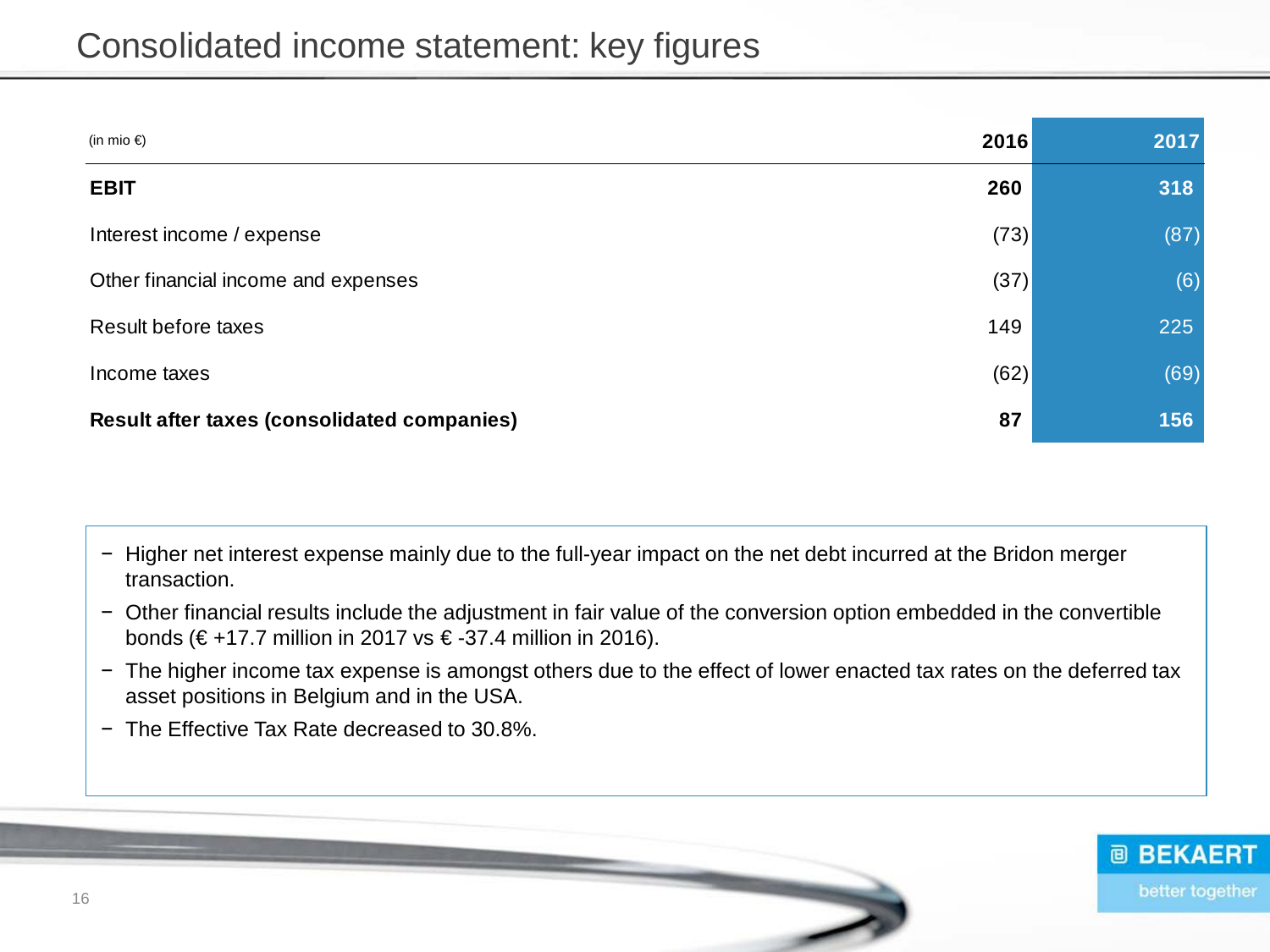# Consolidated income statement: key figures

| (in mio €) | 2016 | 2017 |
|---|---|---|
| **EBIT** | **260** | **318** |
| Interest income / expense | (73) | (87) |
| Other financial income and expenses | (37) | (6) |
| Result before taxes | 149 | 225 |
| Income taxes | (62) | (69) |
| **Result after taxes (consolidated companies)** | **87** | **156** |

- Higher net interest expense mainly due to the full-year impact on the net debt incurred at the Bridon merger transaction.
- Other financial results include the adjustment in fair value of the conversion option embedded in the convertible bonds (€ +17.7 million in 2017 vs € -37.4 million in 2016).
- The higher income tax expense is amongst others due to the effect of lower enacted tax rates on the deferred tax asset positions in Belgium and in the USA.
- The Effective Tax Rate decreased to 30.8%.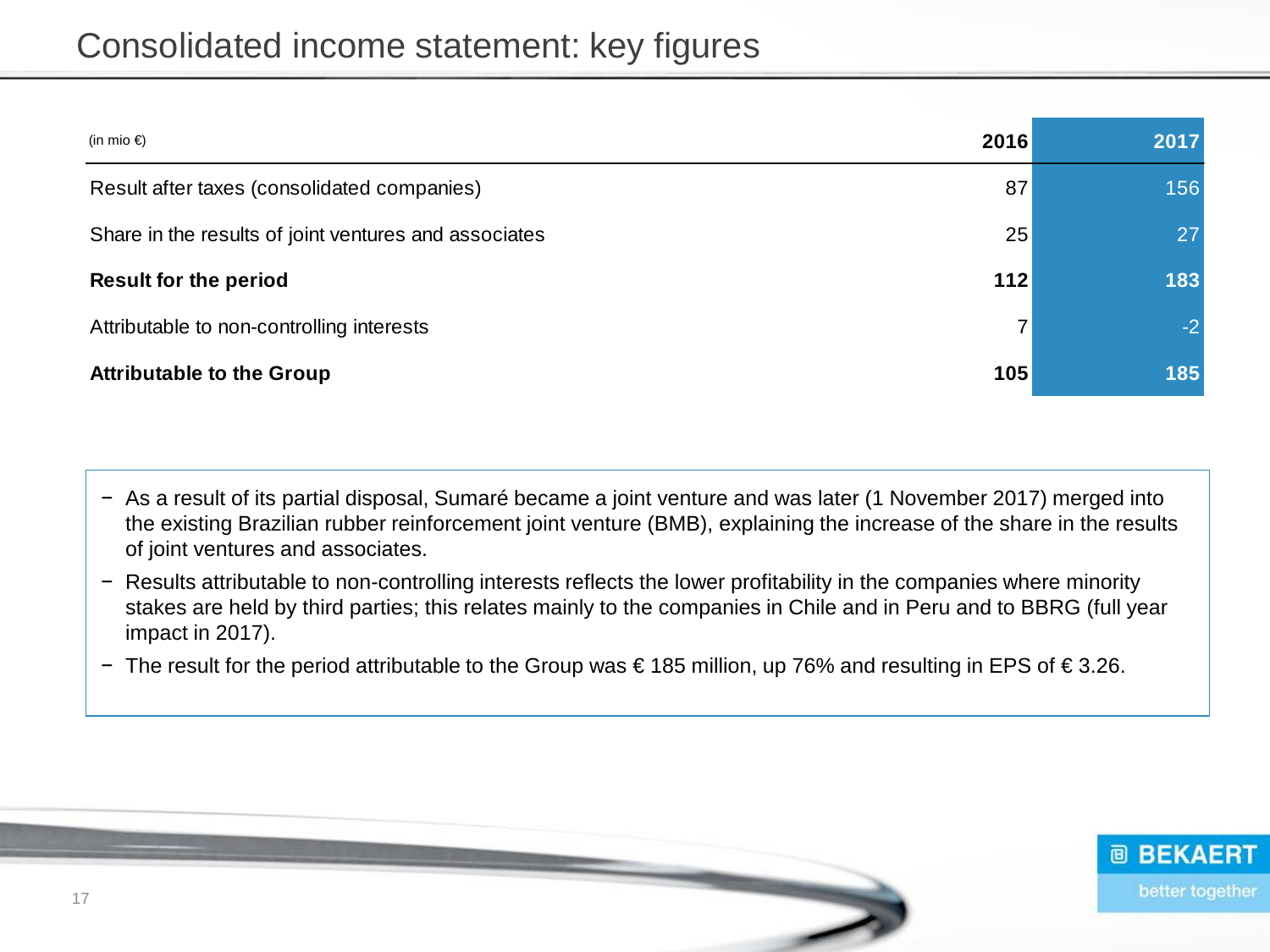# Consolidated income statement: key figures

| (in mio €) | 2016 | 2017 |
|---|---|---|
| Result after taxes (consolidated companies) | 87 | 156 |
| Share in the results of joint ventures and associates | 25 | 27 |
| **Result for the period** | **112** | **183** |
| Attributable to non-controlling interests | 7 | -2 |
| **Attributable to the Group** | **105** | **185** |

- As a result of its partial disposal, Sumaré became a joint venture and was later (1 November 2017) merged into the existing Brazilian rubber reinforcement joint venture (BMB), explaining the increase of the share in the results of joint ventures and associates.
- Results attributable to non-controlling interests reflects the lower profitability in the companies where minority stakes are held by third parties; this relates mainly to the companies in Chile and in Peru and to BBRG (full year impact in 2017).
- The result for the period attributable to the Group was € 185 million, up 76% and resulting in EPS of € 3.26.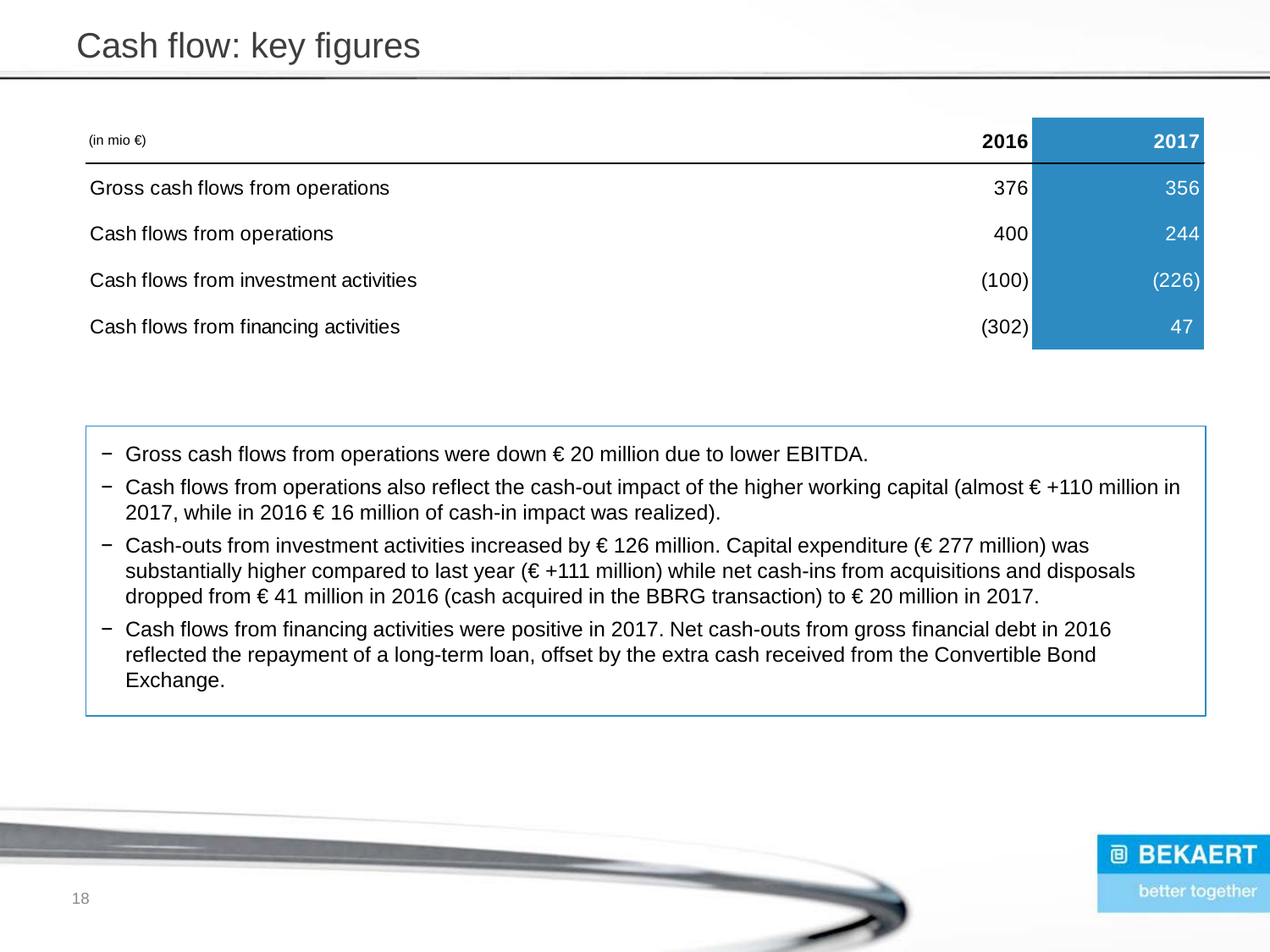# Cash flow: key figures

| (in mio €) | 2016 | 2017 |
|---|---|---|
| Gross cash flows from operations | 376 | 356 |
| Cash flows from operations | 400 | 244 |
| Cash flows from investment activities | (100) | (226) |
| Cash flows from financing activities | (302) | 47 |

- Gross cash flows from operations were down € 20 million due to lower EBITDA.
- Cash flows from operations also reflect the cash-out impact of the higher working capital (almost € +110 million in 2017, while in 2016 € 16 million of cash-in impact was realized).
- Cash-outs from investment activities increased by € 126 million. Capital expenditure (€ 277 million) was substantially higher compared to last year (€ +111 million) while net cash-ins from acquisitions and disposals dropped from € 41 million in 2016 (cash acquired in the BBRG transaction) to € 20 million in 2017.
- Cash flows from financing activities were positive in 2017. Net cash-outs from gross financial debt in 2016 reflected the repayment of a long-term loan, offset by the extra cash received from the Convertible Bond Exchange.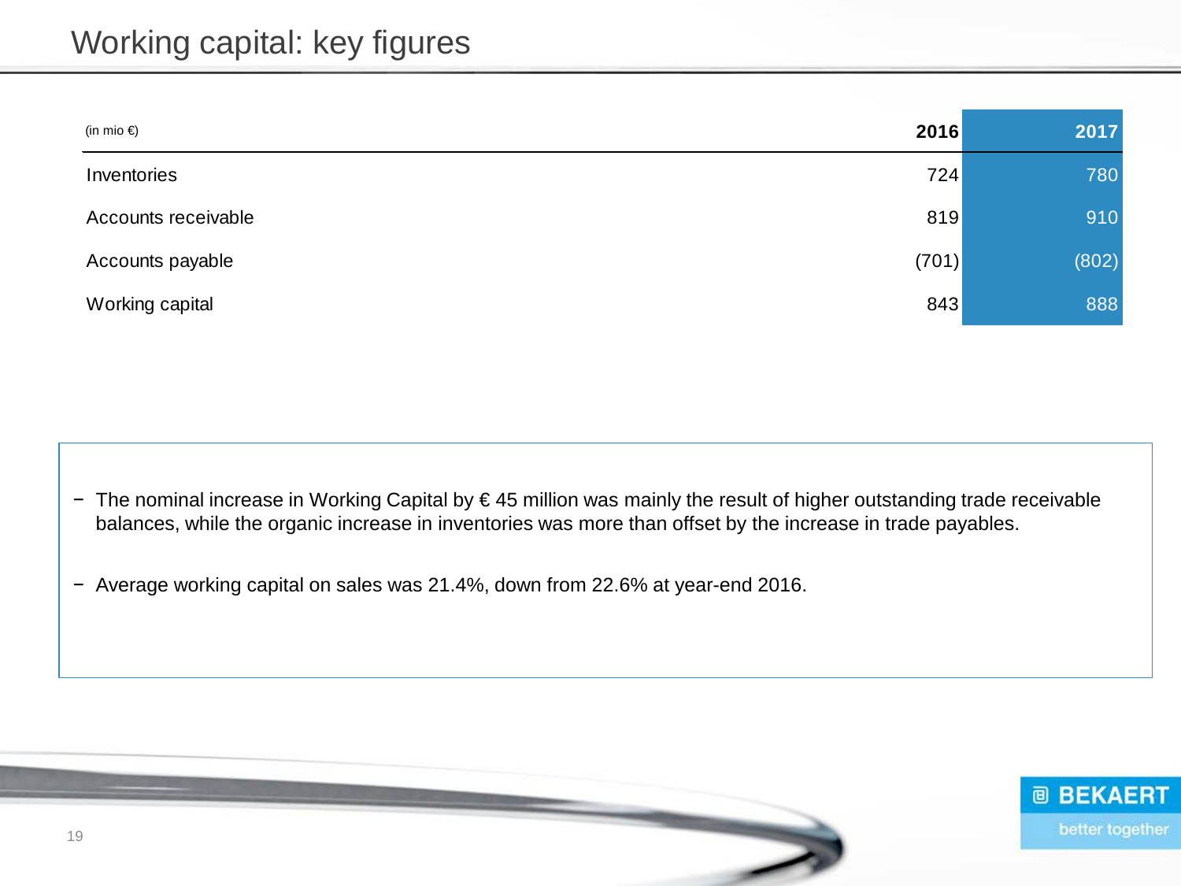# Working capital: key figures

| (in mio €) | 2016 | 2017 |
|---|---|---|
| Inventories | 724 | 780 |
| Accounts receivable | 819 | 910 |
| Accounts payable | (701) | (802) |
| Working capital | 843 | 888 |

- The nominal increase in Working Capital by € 45 million was mainly the result of higher outstanding trade receivable balances, while the organic increase in inventories was more than offset by the increase in trade payables.
- Average working capital on sales was 21.4%, down from 22.6% at year-end 2016.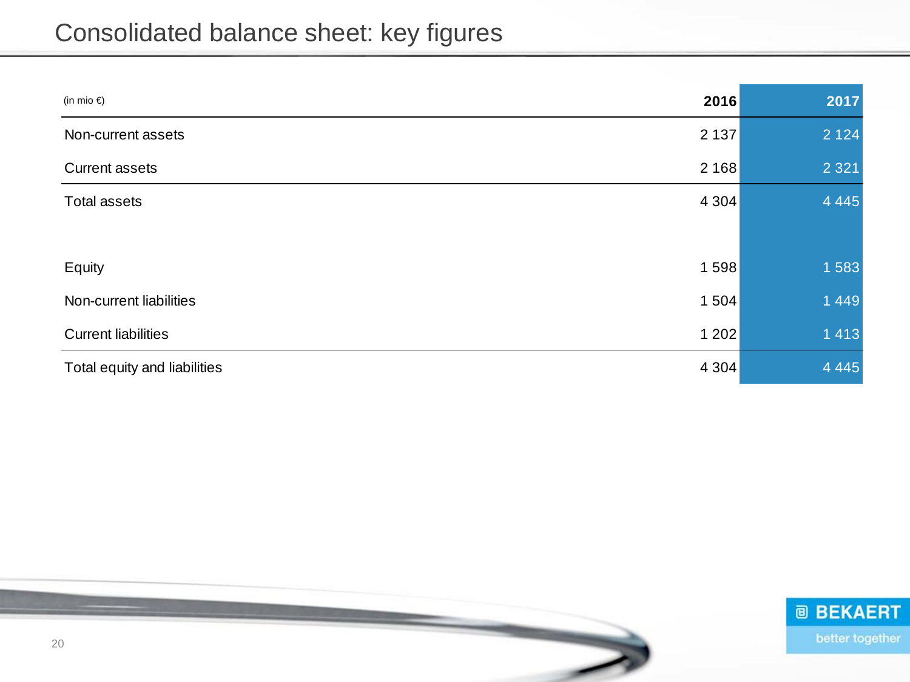# Consolidated balance sheet: key figures

| (in mio €) | 2016 | 2017 |
|---|---|---|
| Non-current assets | 2 137 | 2 124 |
| Current assets | 2 168 | 2 321 |
| Total assets | 4 304 | 4 445 |
| | | |
| Equity | 1 598 | 1 583 |
| Non-current liabilities | 1 504 | 1 449 |
| Current liabilities | 1 202 | 1 413 |
| Total equity and liabilities | 4 304 | 4 445 |

BEKAERT
better together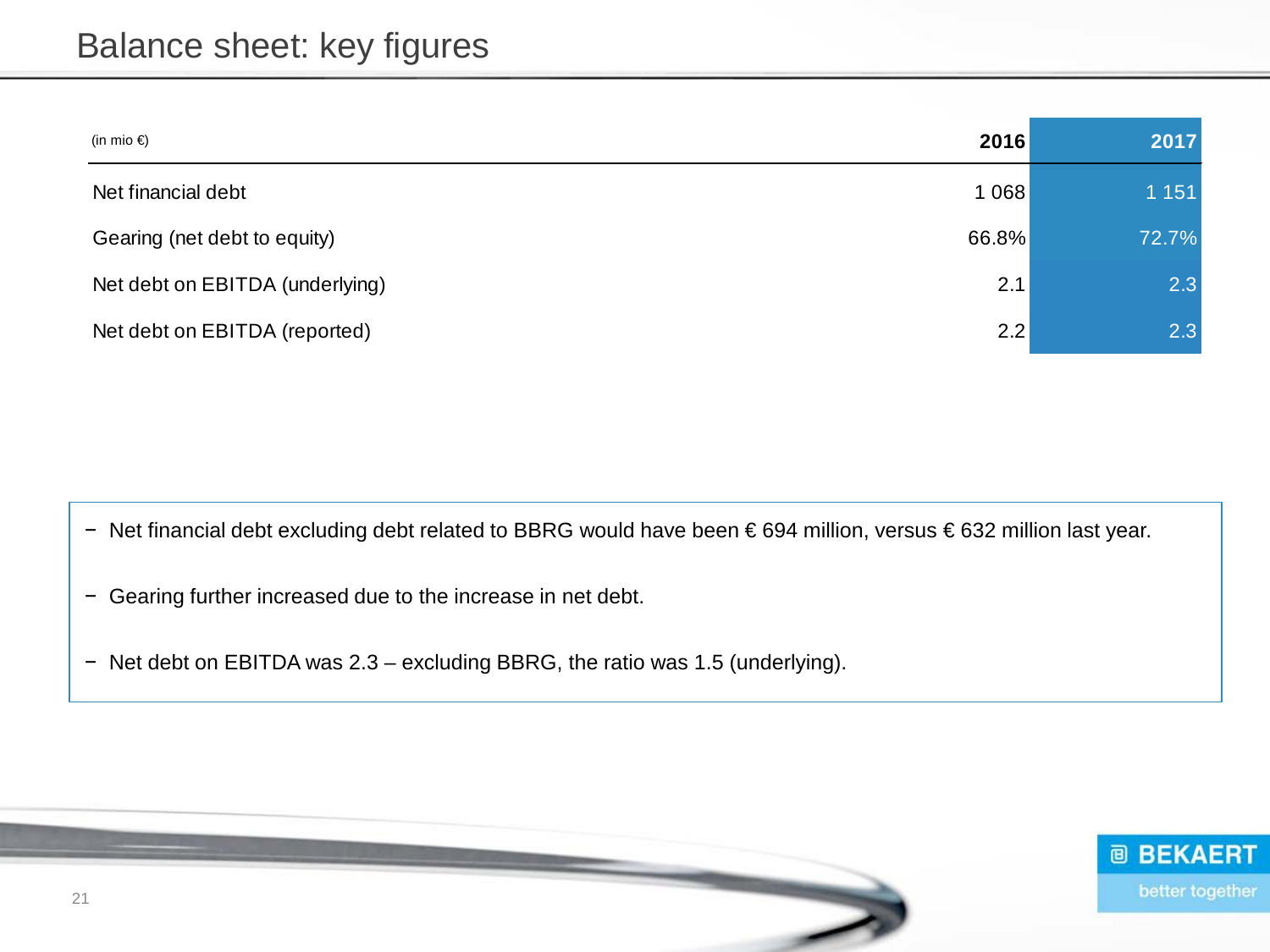# Balance sheet: key figures

| (in mio €) | 2016 | 2017 |
|---|---|---|
| Net financial debt | 1 068 | 1 151 |
| Gearing (net debt to equity) | 66.8% | 72.7% |
| Net debt on EBITDA (underlying) | 2.1 | 2.3 |
| Net debt on EBITDA (reported) | 2.2 | 2.3 |

- Net financial debt excluding debt related to BBRG would have been € 694 million, versus € 632 million last year.
- Gearing further increased due to the increase in net debt.
- Net debt on EBITDA was 2.3 – excluding BBRG, the ratio was 1.5 (underlying).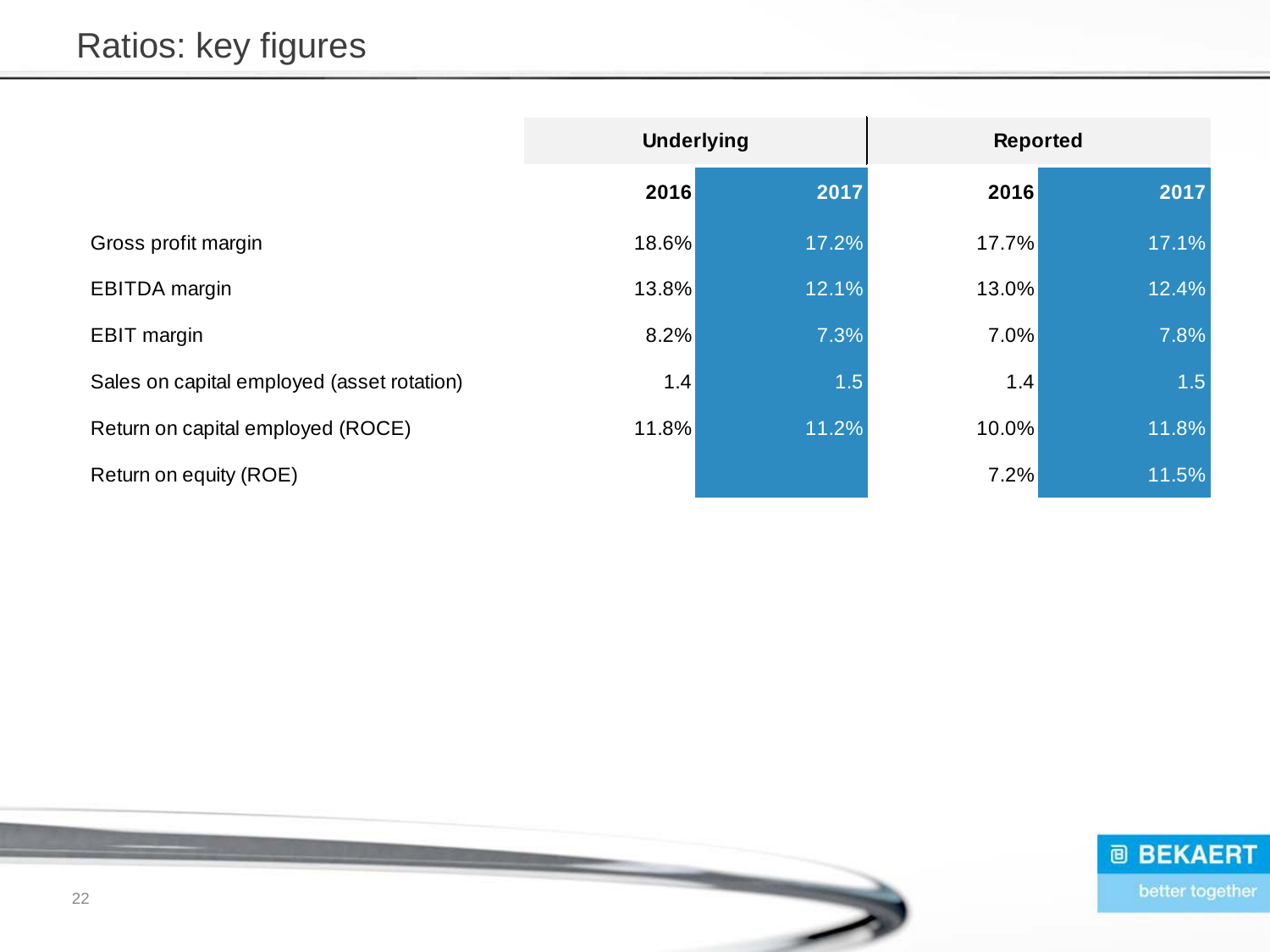# Ratios: key figures

| | Underlying | | Reported | |
|---|---|---|---|---|
| | **2016** | **2017** | **2016** | **2017** |
| Gross profit margin | 18.6% | 17.2% | 17.7% | 17.1% |
| EBITDA margin | 13.8% | 12.1% | 13.0% | 12.4% |
| EBIT margin | 8.2% | 7.3% | 7.0% | 7.8% |
| Sales on capital employed (asset rotation) | 1.4 | 1.5 | 1.4 | 1.5 |
| Return on capital employed (ROCE) | 11.8% | 11.2% | 10.0% | 11.8% |
| Return on equity (ROE) | | | 7.2% | 11.5% |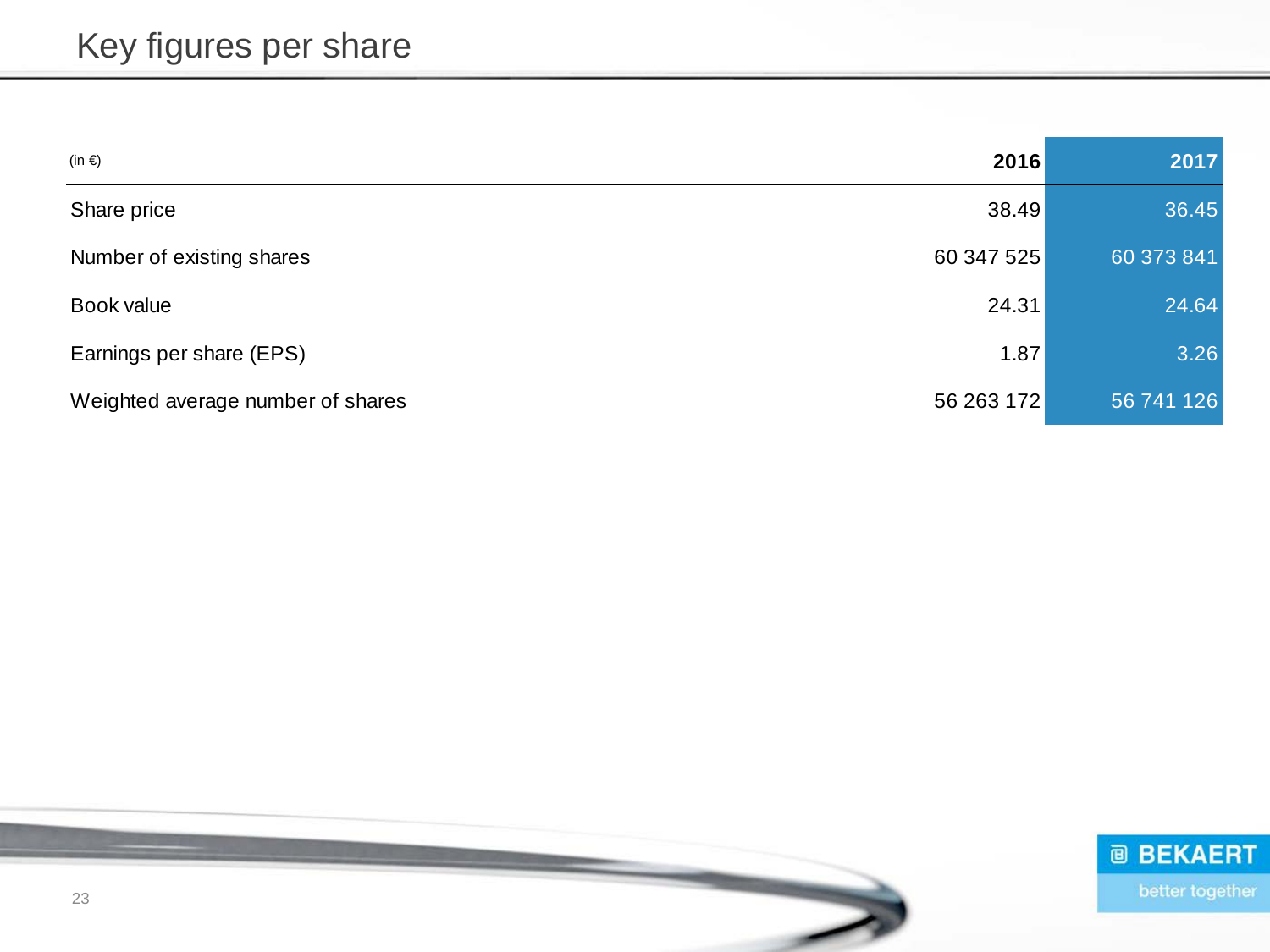# Key figures per share

| (in €) | 2016 | 2017 |
|---|---|---|
| Share price | 38.49 | 36.45 |
| Number of existing shares | 60 347 525 | 60 373 841 |
| Book value | 24.31 | 24.64 |
| Earnings per share (EPS) | 1.87 | 3.26 |
| Weighted average number of shares | 56 263 172 | 56 741 126 |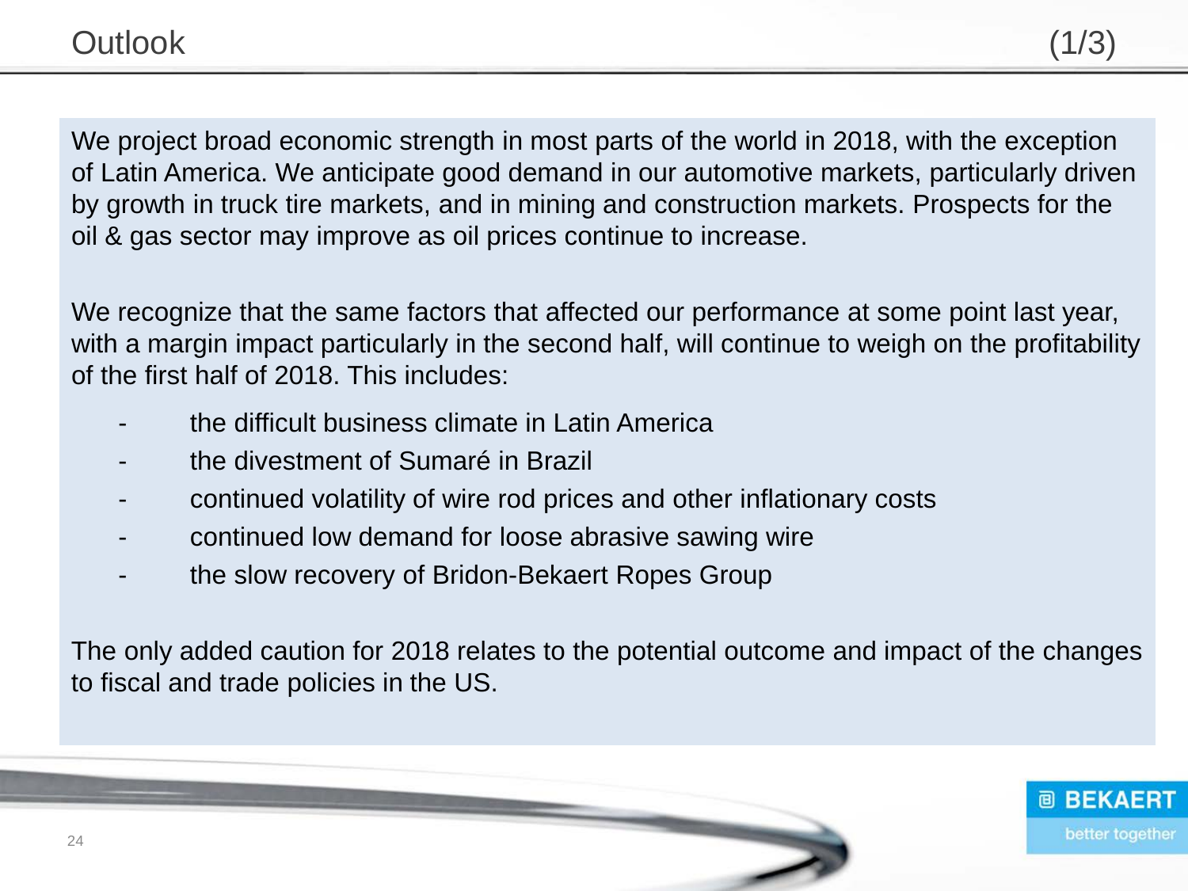# Outlook (1/3)

We project broad economic strength in most parts of the world in 2018, with the exception of Latin America. We anticipate good demand in our automotive markets, particularly driven by growth in truck tire markets, and in mining and construction markets. Prospects for the oil & gas sector may improve as oil prices continue to increase.

We recognize that the same factors that affected our performance at some point last year, with a margin impact particularly in the second half, will continue to weigh on the profitability of the first half of 2018. This includes:

- the difficult business climate in Latin America
- the divestment of Sumaré in Brazil
- continued volatility of wire rod prices and other inflationary costs
- continued low demand for loose abrasive sawing wire
- the slow recovery of Bridon-Bekaert Ropes Group

The only added caution for 2018 relates to the potential outcome and impact of the changes to fiscal and trade policies in the US.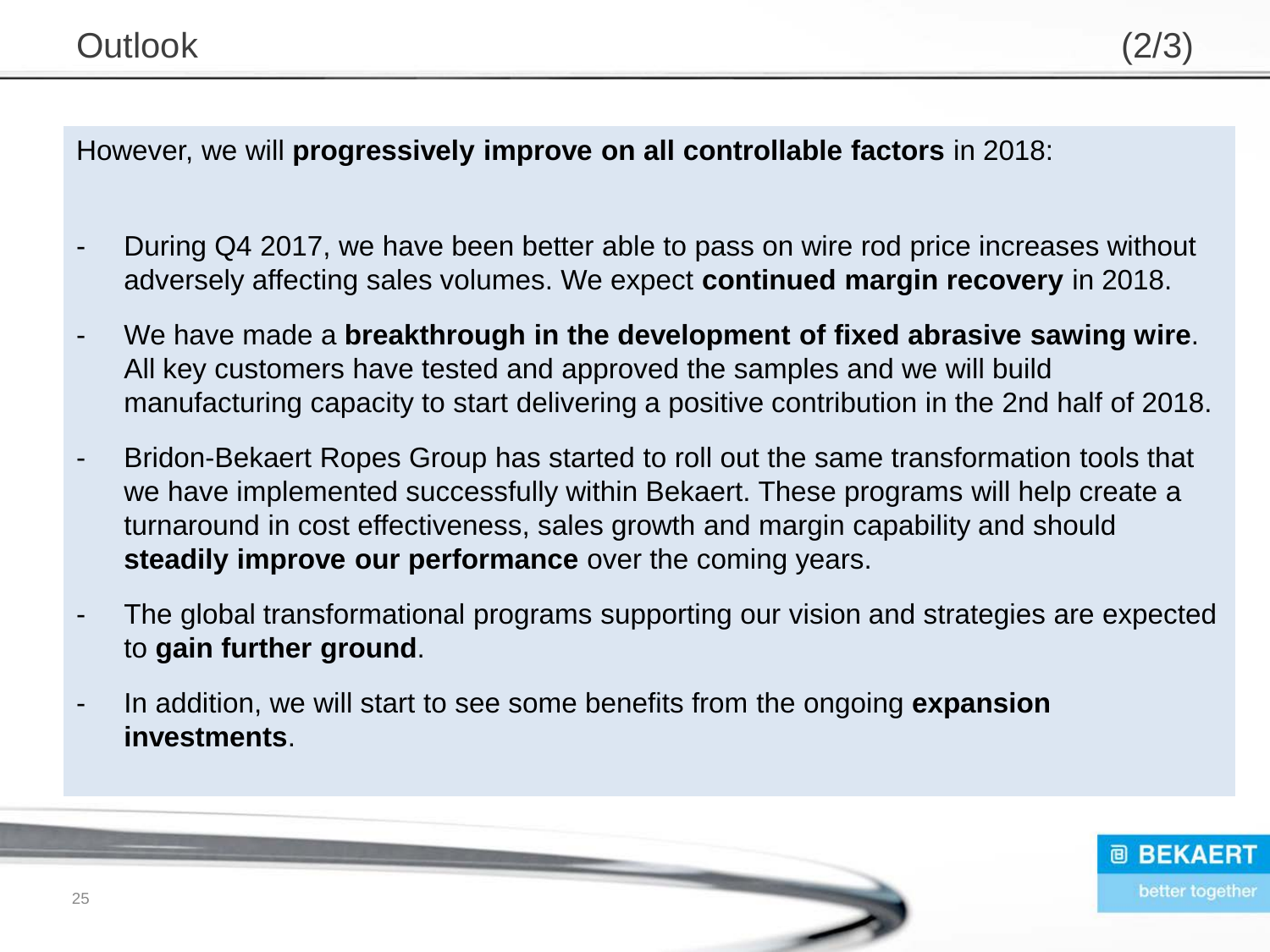# Outlook (2/3)

However, we will **progressively improve on all controllable factors** in 2018:

- During Q4 2017, we have been better able to pass on wire rod price increases without adversely affecting sales volumes. We expect **continued margin recovery** in 2018.
- We have made a **breakthrough in the development of fixed abrasive sawing wire**. All key customers have tested and approved the samples and we will build manufacturing capacity to start delivering a positive contribution in the 2nd half of 2018.
- Bridon-Bekaert Ropes Group has started to roll out the same transformation tools that we have implemented successfully within Bekaert. These programs will help create a turnaround in cost effectiveness, sales growth and margin capability and should **steadily improve our performance** over the coming years.
- The global transformational programs supporting our vision and strategies are expected to **gain further ground**.
- In addition, we will start to see some benefits from the ongoing **expansion investments**.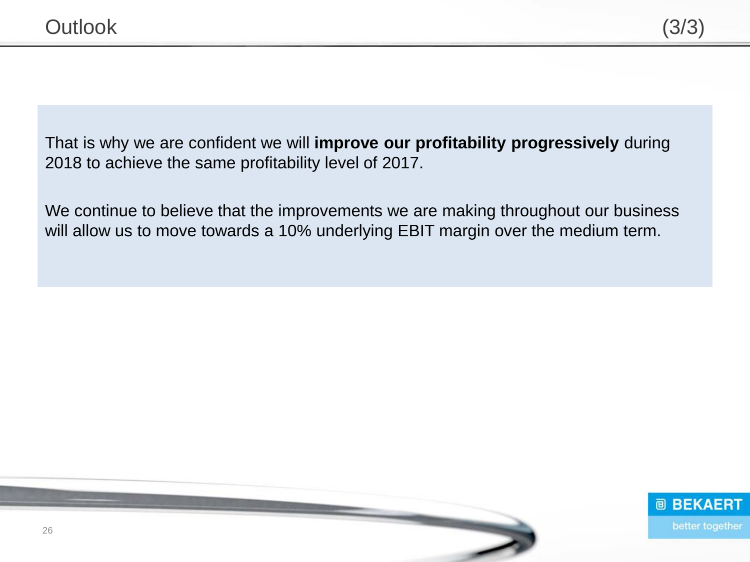# Outlook (3/3)

That is why we are confident we will **improve our profitability progressively** during 2018 to achieve the same profitability level of 2017.

We continue to believe that the improvements we are making throughout our business will allow us to move towards a 10% underlying EBIT margin over the medium term.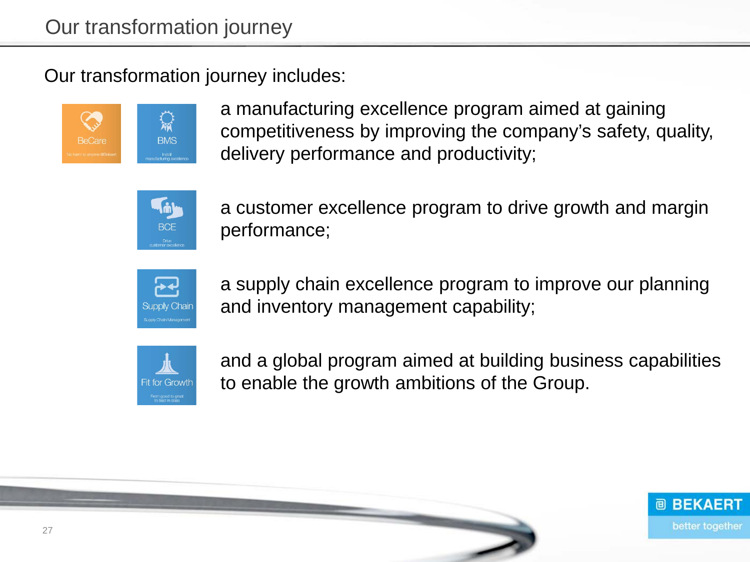# Our transformation journey

Our transformation journey includes:

BeCare — No harm to anyone @Bekaert

BMS — Install manufacturing excellence

a manufacturing excellence program aimed at gaining competitiveness by improving the company's safety, quality, delivery performance and productivity;

BCE — Drive customer excellence

a customer excellence program to drive growth and margin performance;

Supply Chain — Supply Chain Management

a supply chain excellence program to improve our planning and inventory management capability;

Fit for Growth — From good to great to best in class

and a global program aimed at building business capabilities to enable the growth ambitions of the Group.

BEKAERT better together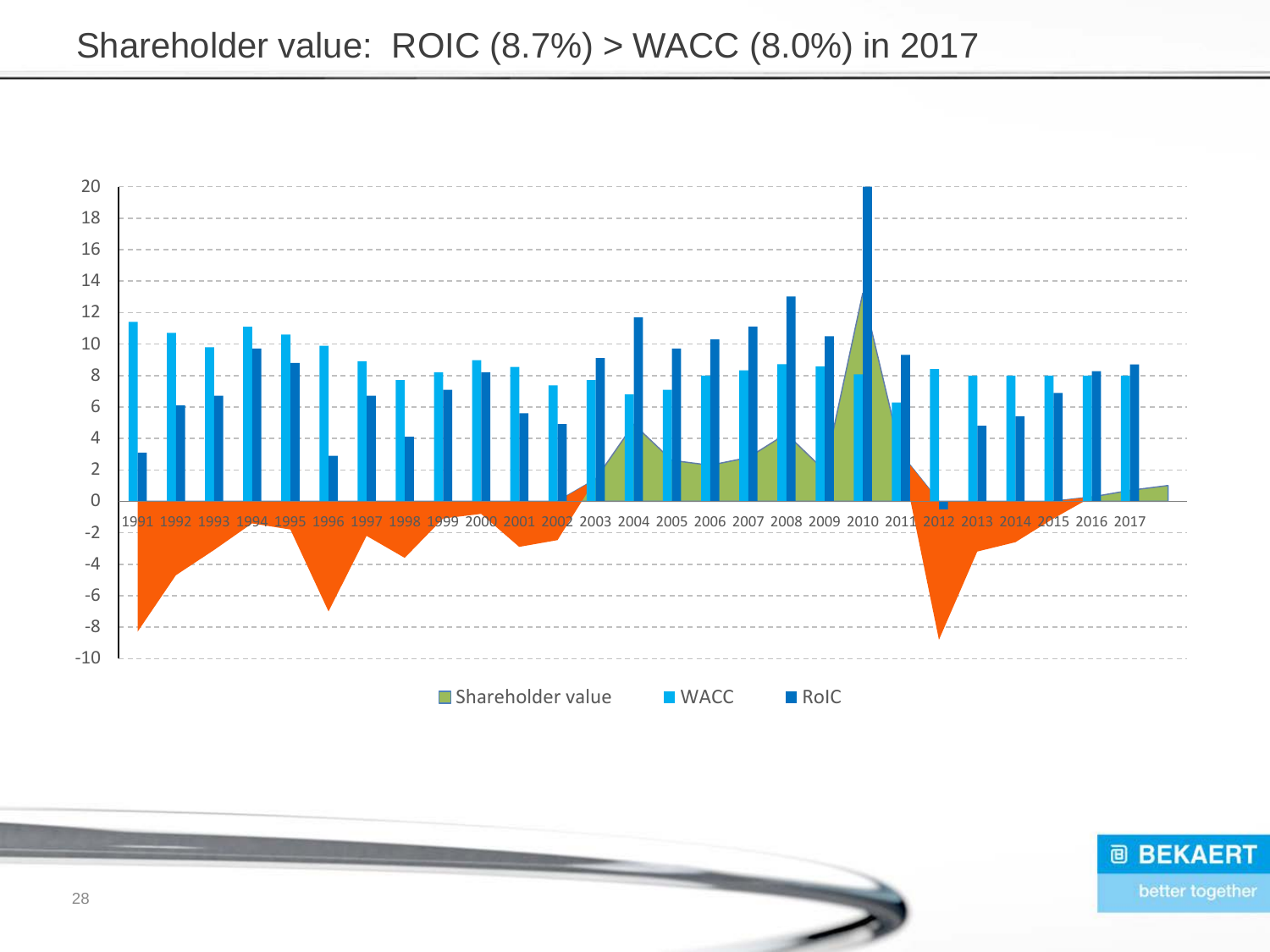# Shareholder value: ROIC (8.7%) > WACC (8.0%) in 2017

20
18
16
14
12
10
8
6
4
2
0
-2
-4
-6
-8
-10

1991 1992 1993 1994 1995 1996 1997 1998 1999 2000 2001 2002 2003 2004 2005 2006 2007 2008 2009 2010 2011 2012 2013 2014 2015 2016 2017

Shareholder value WACC RoIC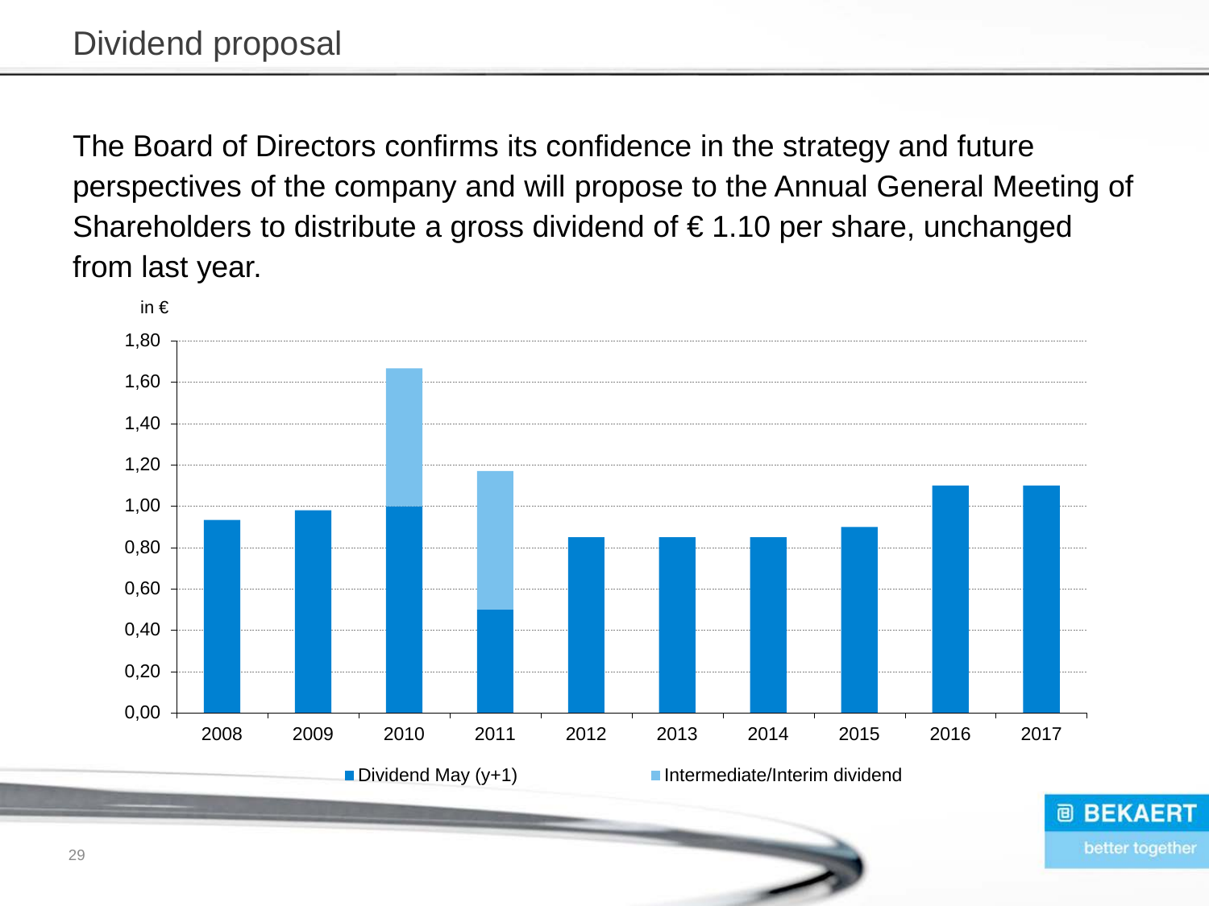# Dividend proposal

The Board of Directors confirms its confidence in the strategy and future perspectives of the company and will propose to the Annual General Meeting of Shareholders to distribute a gross dividend of € 1.10 per share, unchanged from last year.

in €

| Year | Dividend May (y+1) | Intermediate/Interim dividend |
|---|---|---|
| 2008 | 0,93 | |
| 2009 | 0,98 | |
| 2010 | 1,00 | 0,67 |
| 2011 | 0,50 | 0,67 |
| 2012 | 0,85 | |
| 2013 | 0,85 | |
| 2014 | 0,85 | |
| 2015 | 0,90 | |
| 2016 | 1,10 | |
| 2017 | 1,10 | |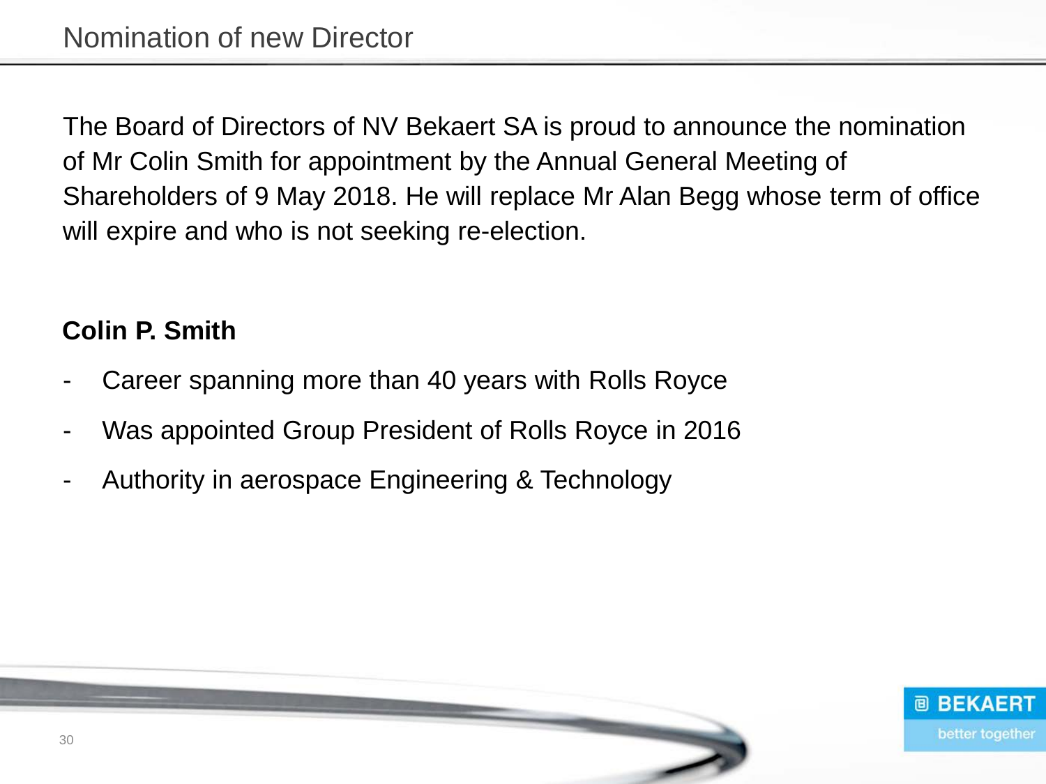# Nomination of new Director

The Board of Directors of NV Bekaert SA is proud to announce the nomination of Mr Colin Smith for appointment by the Annual General Meeting of Shareholders of 9 May 2018. He will replace Mr Alan Begg whose term of office will expire and who is not seeking re-election.

**Colin P. Smith**

- Career spanning more than 40 years with Rolls Royce
- Was appointed Group President of Rolls Royce in 2016
- Authority in aerospace Engineering & Technology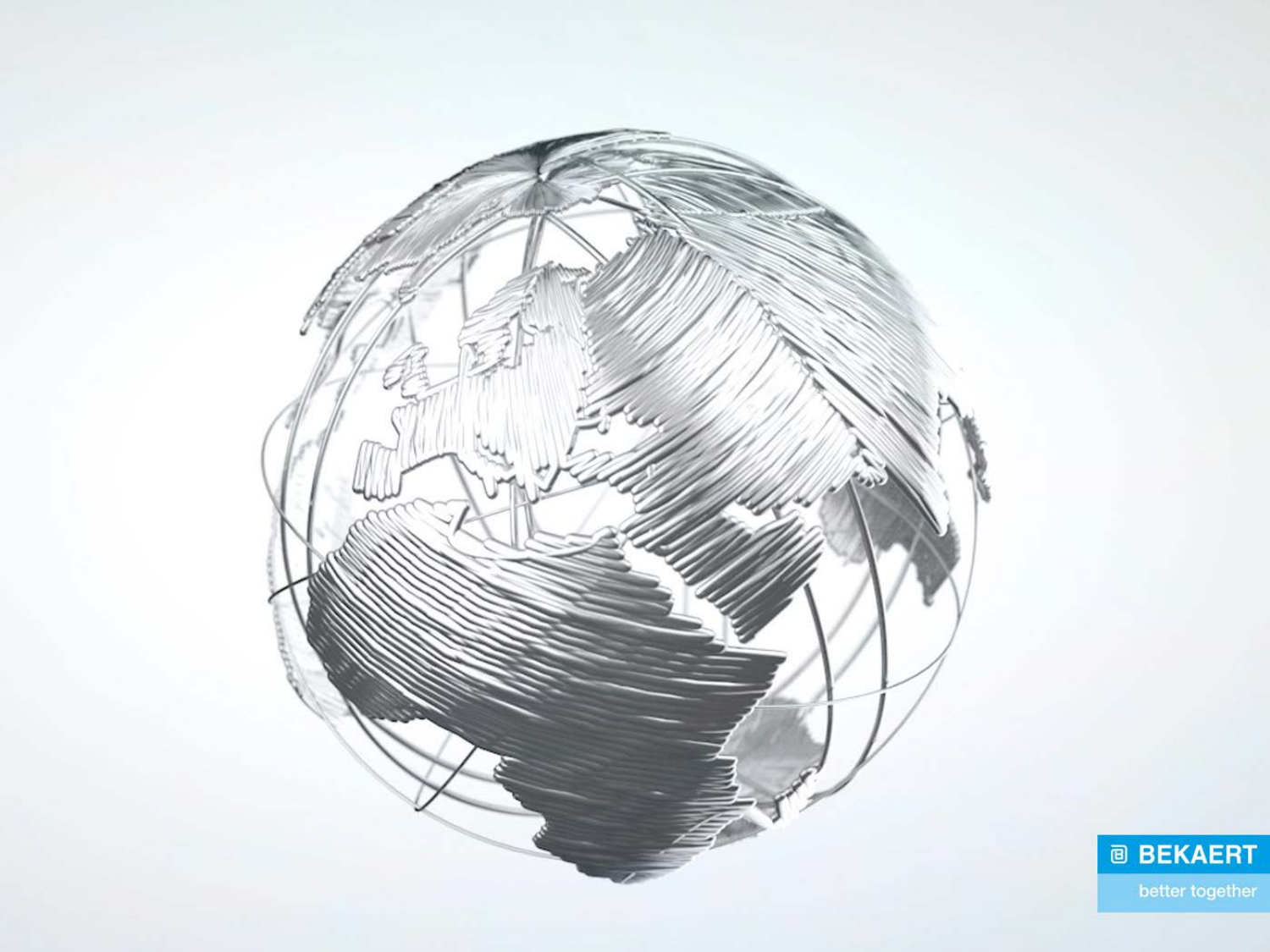BEKAERT

better together